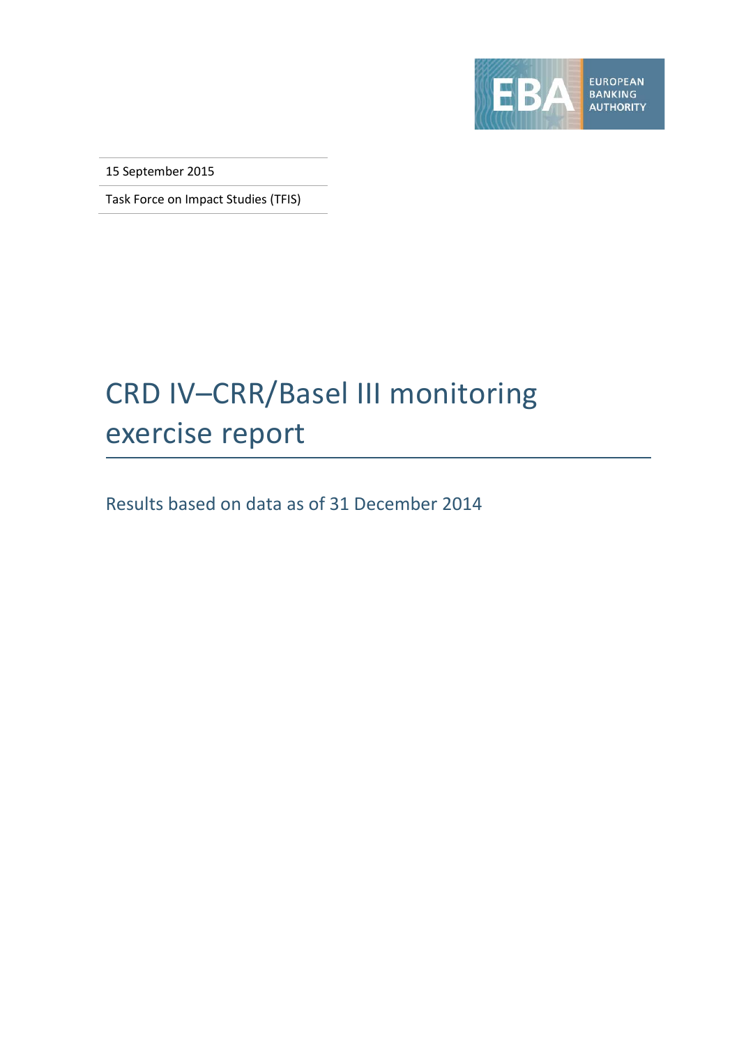EUROPEAN BANKING AUTHORITY

15 September 2015

Task Force on Impact Studies (TFIS)

# CRD IV–CRR/Basel III monitoring exercise report

## Results based on data as of 31 December 2014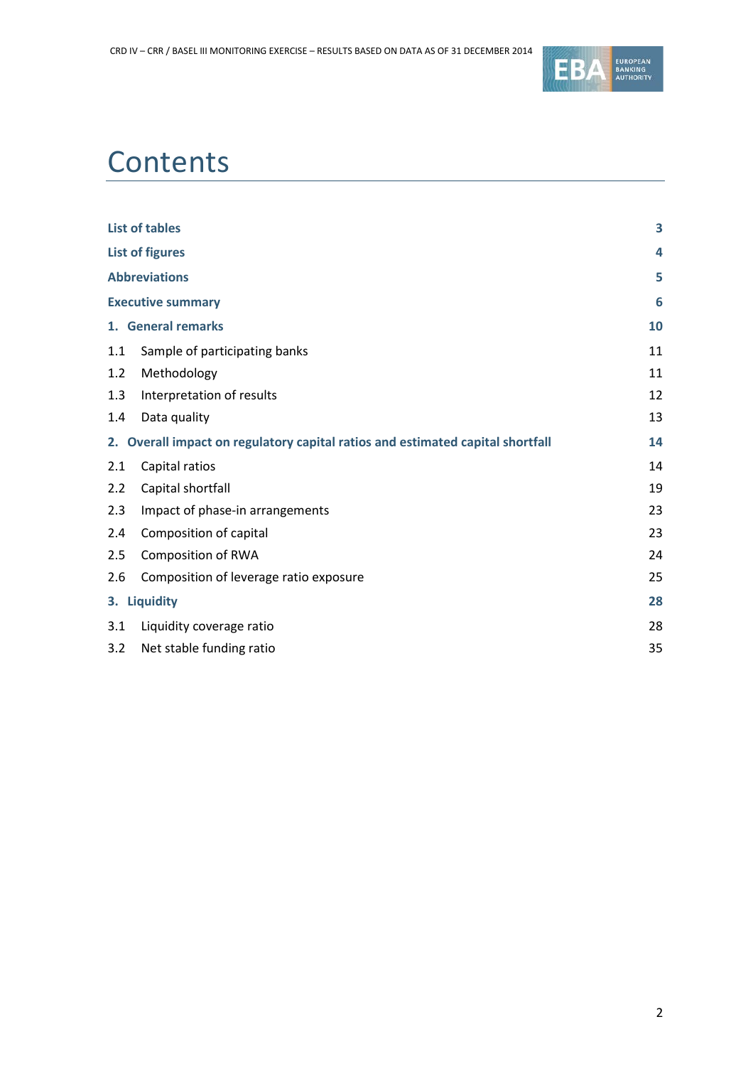# Contents

| | |
|---|---|
| **List of tables** | **3** |
| **List of figures** | **4** |
| **Abbreviations** | **5** |
| **Executive summary** | **6** |
| **1. General remarks** | **10** |
| 1.1 Sample of participating banks | 11 |
| 1.2 Methodology | 11 |
| 1.3 Interpretation of results | 12 |
| 1.4 Data quality | 13 |
| **2. Overall impact on regulatory capital ratios and estimated capital shortfall** | **14** |
| 2.1 Capital ratios | 14 |
| 2.2 Capital shortfall | 19 |
| 2.3 Impact of phase-in arrangements | 23 |
| 2.4 Composition of capital | 23 |
| 2.5 Composition of RWA | 24 |
| 2.6 Composition of leverage ratio exposure | 25 |
| **3. Liquidity** | **28** |
| 3.1 Liquidity coverage ratio | 28 |
| 3.2 Net stable funding ratio | 35 |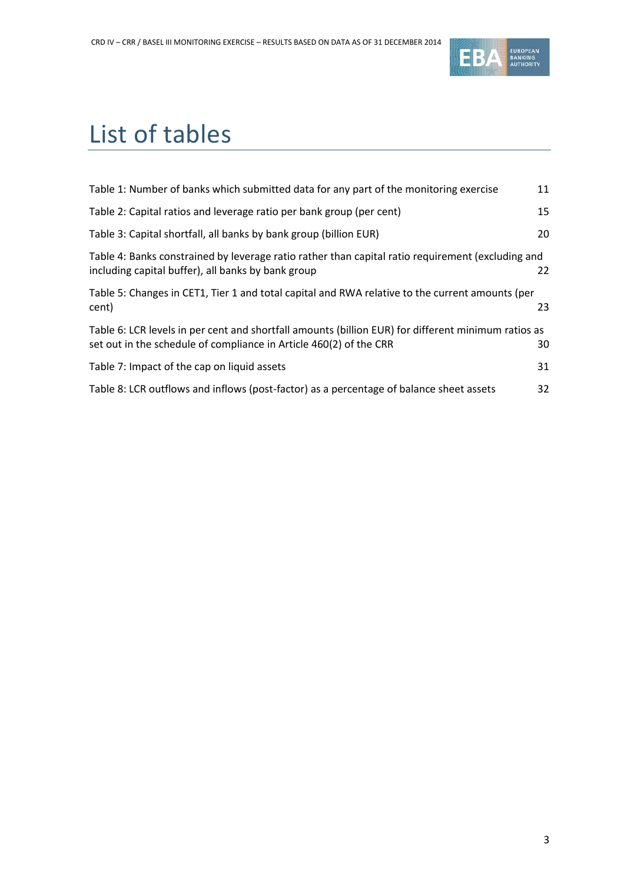# List of tables

Table 1: Number of banks which submitted data for any part of the monitoring exercise 11

Table 2: Capital ratios and leverage ratio per bank group (per cent) 15

Table 3: Capital shortfall, all banks by bank group (billion EUR) 20

Table 4: Banks constrained by leverage ratio rather than capital ratio requirement (excluding and including capital buffer), all banks by bank group 22

Table 5: Changes in CET1, Tier 1 and total capital and RWA relative to the current amounts (per cent) 23

Table 6: LCR levels in per cent and shortfall amounts (billion EUR) for different minimum ratios as set out in the schedule of compliance in Article 460(2) of the CRR 30

Table 7: Impact of the cap on liquid assets 31

Table 8: LCR outflows and inflows (post-factor) as a percentage of balance sheet assets 32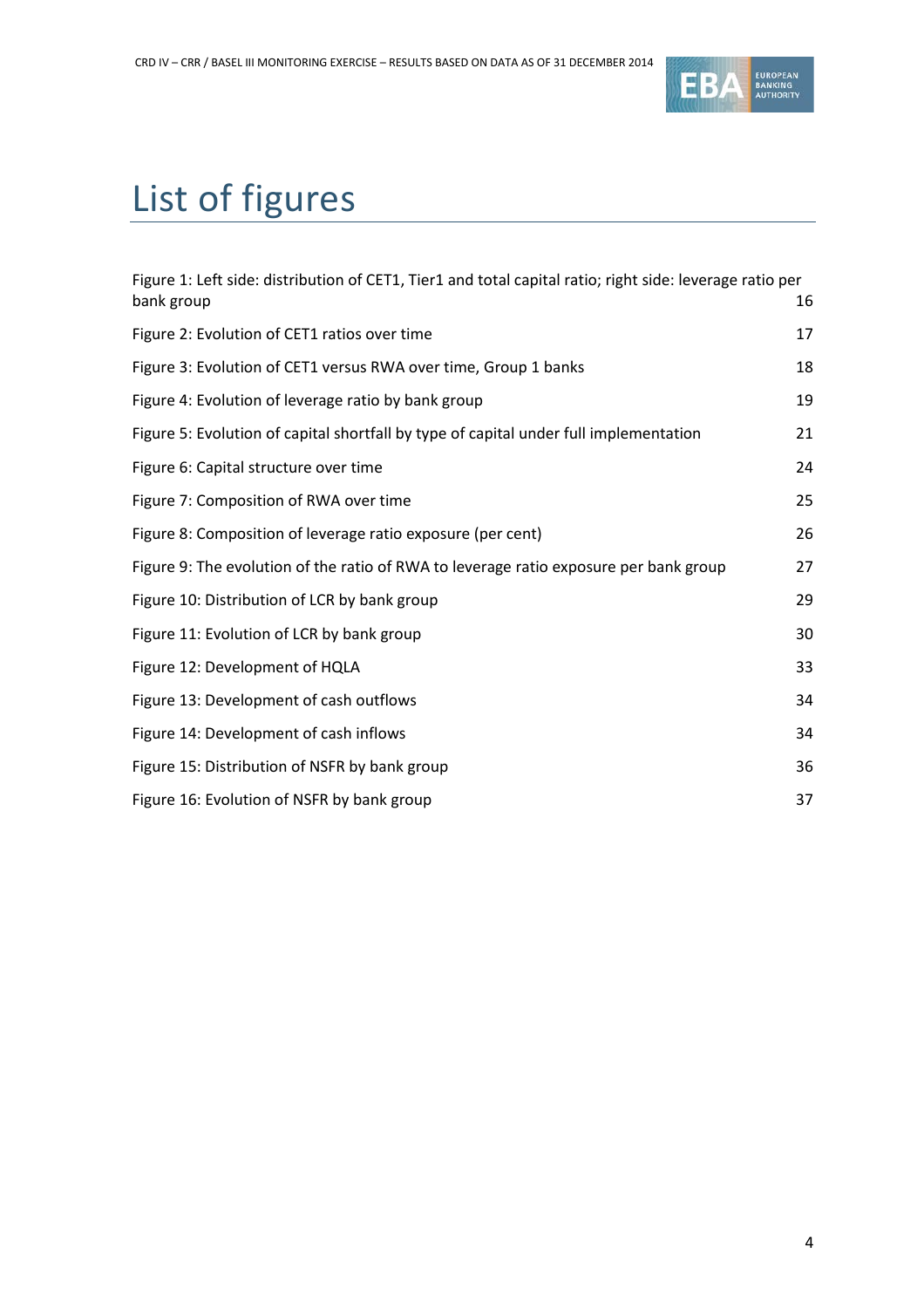# List of figures

Figure 1: Left side: distribution of CET1, Tier1 and total capital ratio; right side: leverage ratio per bank group 16

Figure 2: Evolution of CET1 ratios over time 17

Figure 3: Evolution of CET1 versus RWA over time, Group 1 banks 18

Figure 4: Evolution of leverage ratio by bank group 19

Figure 5: Evolution of capital shortfall by type of capital under full implementation 21

Figure 6: Capital structure over time 24

Figure 7: Composition of RWA over time 25

Figure 8: Composition of leverage ratio exposure (per cent) 26

Figure 9: The evolution of the ratio of RWA to leverage ratio exposure per bank group 27

Figure 10: Distribution of LCR by bank group 29

Figure 11: Evolution of LCR by bank group 30

Figure 12: Development of HQLA 33

Figure 13: Development of cash outflows 34

Figure 14: Development of cash inflows 34

Figure 15: Distribution of NSFR by bank group 36

Figure 16: Evolution of NSFR by bank group 37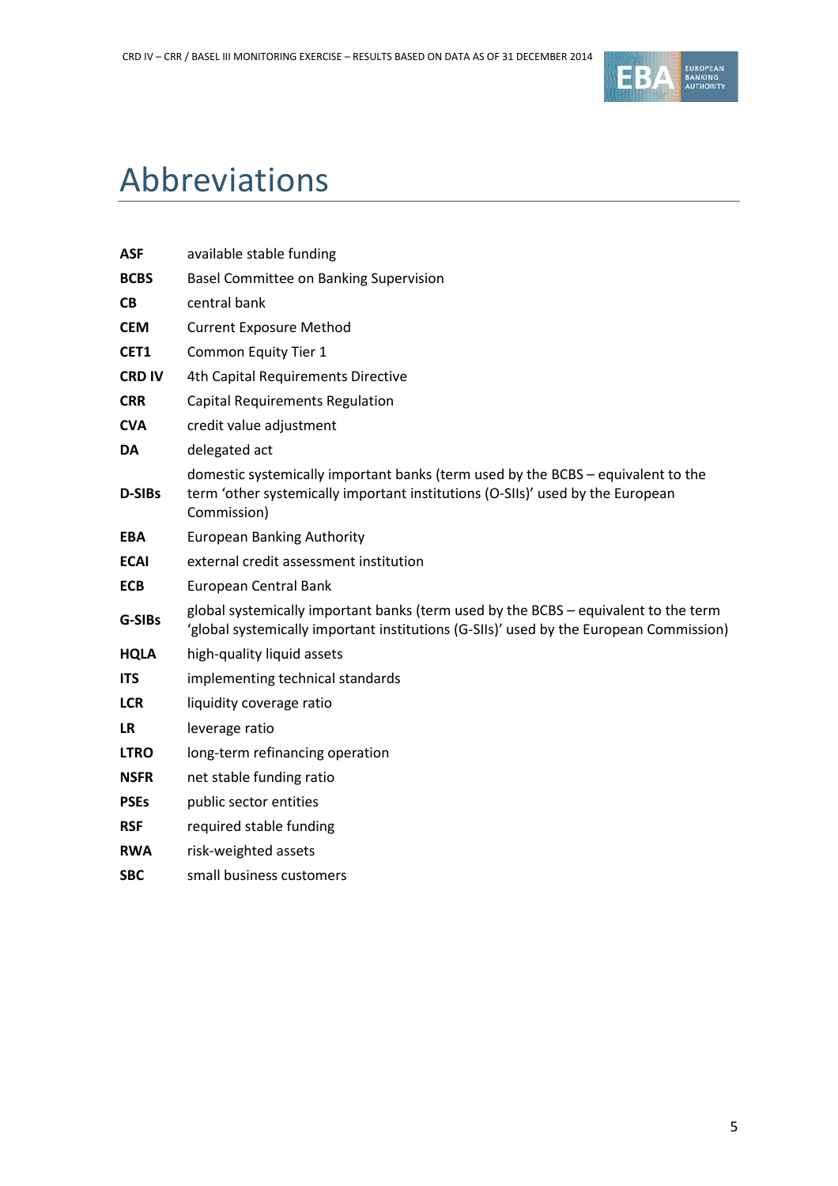# Abbreviations

| | |
|---|---|
| **ASF** | available stable funding |
| **BCBS** | Basel Committee on Banking Supervision |
| **CB** | central bank |
| **CEM** | Current Exposure Method |
| **CET1** | Common Equity Tier 1 |
| **CRD IV** | 4th Capital Requirements Directive |
| **CRR** | Capital Requirements Regulation |
| **CVA** | credit value adjustment |
| **DA** | delegated act |
| **D-SIBs** | domestic systemically important banks (term used by the BCBS – equivalent to the term 'other systemically important institutions (O-SIIs)' used by the European Commission) |
| **EBA** | European Banking Authority |
| **ECAI** | external credit assessment institution |
| **ECB** | European Central Bank |
| **G-SIBs** | global systemically important banks (term used by the BCBS – equivalent to the term 'global systemically important institutions (G-SIIs)' used by the European Commission) |
| **HQLA** | high-quality liquid assets |
| **ITS** | implementing technical standards |
| **LCR** | liquidity coverage ratio |
| **LR** | leverage ratio |
| **LTRO** | long-term refinancing operation |
| **NSFR** | net stable funding ratio |
| **PSEs** | public sector entities |
| **RSF** | required stable funding |
| **RWA** | risk-weighted assets |
| **SBC** | small business customers |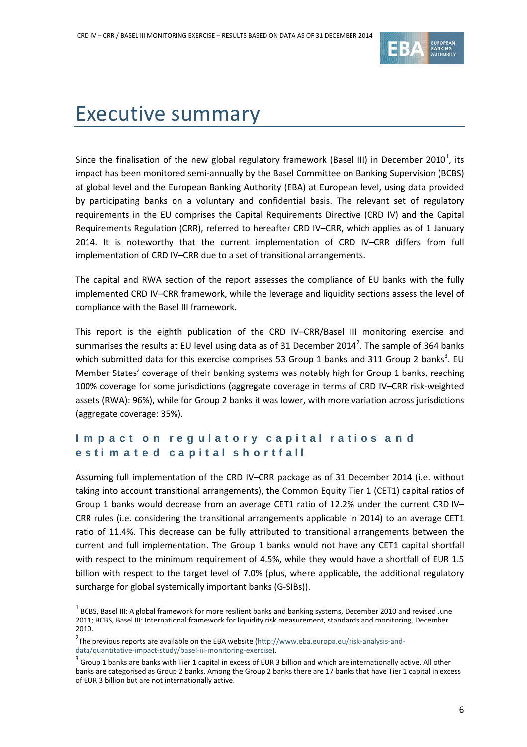# Executive summary

Since the finalisation of the new global regulatory framework (Basel III) in December 2010[1], its impact has been monitored semi-annually by the Basel Committee on Banking Supervision (BCBS) at global level and the European Banking Authority (EBA) at European level, using data provided by participating banks on a voluntary and confidential basis. The relevant set of regulatory requirements in the EU comprises the Capital Requirements Directive (CRD IV) and the Capital Requirements Regulation (CRR), referred to hereafter CRD IV–CRR, which applies as of 1 January 2014. It is noteworthy that the current implementation of CRD IV–CRR differs from full implementation of CRD IV–CRR due to a set of transitional arrangements.

The capital and RWA section of the report assesses the compliance of EU banks with the fully implemented CRD IV–CRR framework, while the leverage and liquidity sections assess the level of compliance with the Basel III framework.

This report is the eighth publication of the CRD IV–CRR/Basel III monitoring exercise and summarises the results at EU level using data as of 31 December 2014[2]. The sample of 364 banks which submitted data for this exercise comprises 53 Group 1 banks and 311 Group 2 banks[3]. EU Member States' coverage of their banking systems was notably high for Group 1 banks, reaching 100% coverage for some jurisdictions (aggregate coverage in terms of CRD IV–CRR risk-weighted assets (RWA): 96%), while for Group 2 banks it was lower, with more variation across jurisdictions (aggregate coverage: 35%).

## Impact on regulatory capital ratios and estimated capital shortfall

Assuming full implementation of the CRD IV–CRR package as of 31 December 2014 (i.e. without taking into account transitional arrangements), the Common Equity Tier 1 (CET1) capital ratios of Group 1 banks would decrease from an average CET1 ratio of 12.2% under the current CRD IV–CRR rules (i.e. considering the transitional arrangements applicable in 2014) to an average CET1 ratio of 11.4%. This decrease can be fully attributed to transitional arrangements between the current and full implementation. The Group 1 banks would not have any CET1 capital shortfall with respect to the minimum requirement of 4.5%, while they would have a shortfall of EUR 1.5 billion with respect to the target level of 7.0% (plus, where applicable, the additional regulatory surcharge for global systemically important banks (G-SIBs)).

---

[1] BCBS, Basel III: A global framework for more resilient banks and banking systems, December 2010 and revised June 2011; BCBS, Basel III: International framework for liquidity risk measurement, standards and monitoring, December 2010.

[2] The previous reports are available on the EBA website (http://www.eba.europa.eu/risk-analysis-and-data/quantitative-impact-study/basel-iii-monitoring-exercise).

[3] Group 1 banks are banks with Tier 1 capital in excess of EUR 3 billion and which are internationally active. All other banks are categorised as Group 2 banks. Among the Group 2 banks there are 17 banks that have Tier 1 capital in excess of EUR 3 billion but are not internationally active.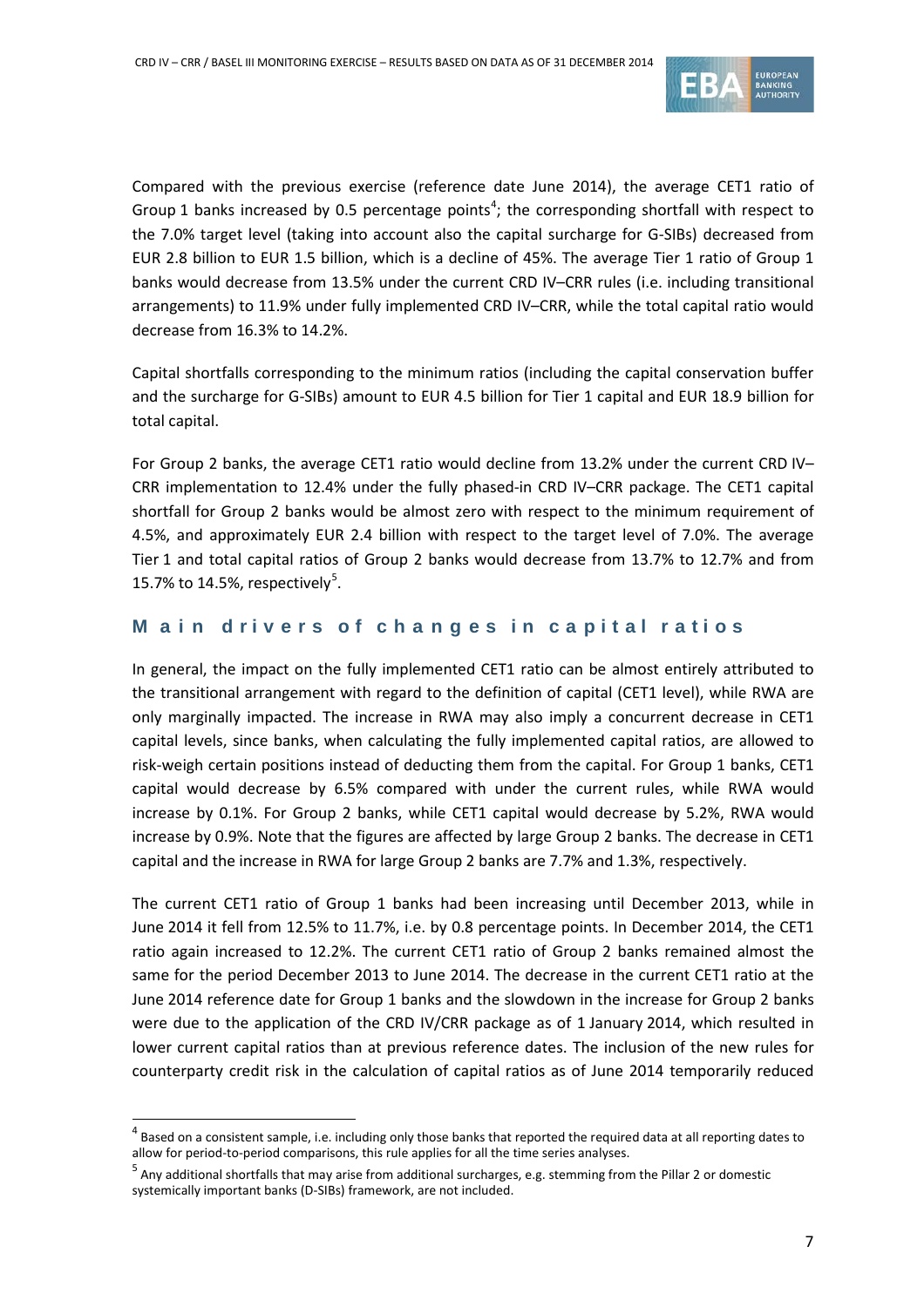Compared with the previous exercise (reference date June 2014), the average CET1 ratio of Group 1 banks increased by 0.5 percentage points[4]; the corresponding shortfall with respect to the 7.0% target level (taking into account also the capital surcharge for G-SIBs) decreased from EUR 2.8 billion to EUR 1.5 billion, which is a decline of 45%. The average Tier 1 ratio of Group 1 banks would decrease from 13.5% under the current CRD IV–CRR rules (i.e. including transitional arrangements) to 11.9% under fully implemented CRD IV–CRR, while the total capital ratio would decrease from 16.3% to 14.2%.

Capital shortfalls corresponding to the minimum ratios (including the capital conservation buffer and the surcharge for G-SIBs) amount to EUR 4.5 billion for Tier 1 capital and EUR 18.9 billion for total capital.

For Group 2 banks, the average CET1 ratio would decline from 13.2% under the current CRD IV–CRR implementation to 12.4% under the fully phased-in CRD IV–CRR package. The CET1 capital shortfall for Group 2 banks would be almost zero with respect to the minimum requirement of 4.5%, and approximately EUR 2.4 billion with respect to the target level of 7.0%. The average Tier 1 and total capital ratios of Group 2 banks would decrease from 13.7% to 12.7% and from 15.7% to 14.5%, respectively[5].

## Main drivers of changes in capital ratios

In general, the impact on the fully implemented CET1 ratio can be almost entirely attributed to the transitional arrangement with regard to the definition of capital (CET1 level), while RWA are only marginally impacted. The increase in RWA may also imply a concurrent decrease in CET1 capital levels, since banks, when calculating the fully implemented capital ratios, are allowed to risk-weigh certain positions instead of deducting them from the capital. For Group 1 banks, CET1 capital would decrease by 6.5% compared with under the current rules, while RWA would increase by 0.1%. For Group 2 banks, while CET1 capital would decrease by 5.2%, RWA would increase by 0.9%. Note that the figures are affected by large Group 2 banks. The decrease in CET1 capital and the increase in RWA for large Group 2 banks are 7.7% and 1.3%, respectively.

The current CET1 ratio of Group 1 banks had been increasing until December 2013, while in June 2014 it fell from 12.5% to 11.7%, i.e. by 0.8 percentage points. In December 2014, the CET1 ratio again increased to 12.2%. The current CET1 ratio of Group 2 banks remained almost the same for the period December 2013 to June 2014. The decrease in the current CET1 ratio at the June 2014 reference date for Group 1 banks and the slowdown in the increase for Group 2 banks were due to the application of the CRD IV/CRR package as of 1 January 2014, which resulted in lower current capital ratios than at previous reference dates. The inclusion of the new rules for counterparty credit risk in the calculation of capital ratios as of June 2014 temporarily reduced

---

[4] Based on a consistent sample, i.e. including only those banks that reported the required data at all reporting dates to allow for period-to-period comparisons, this rule applies for all the time series analyses.

[5] Any additional shortfalls that may arise from additional surcharges, e.g. stemming from the Pillar 2 or domestic systemically important banks (D-SIBs) framework, are not included.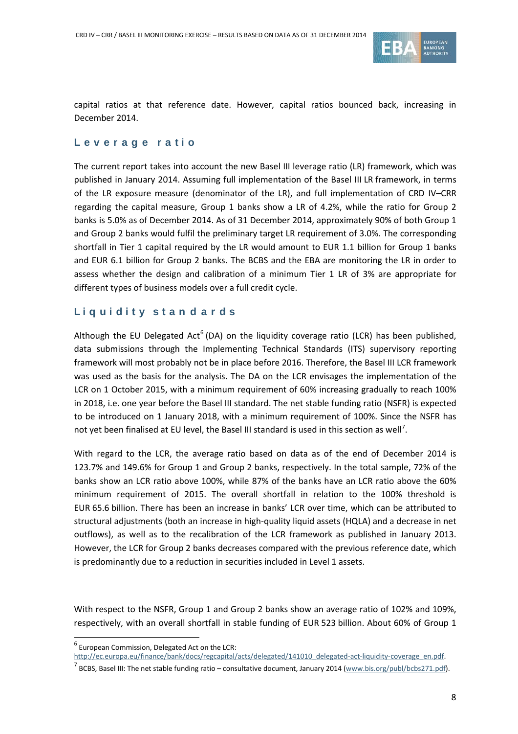capital ratios at that reference date. However, capital ratios bounced back, increasing in December 2014.

## Leverage ratio

The current report takes into account the new Basel III leverage ratio (LR) framework, which was published in January 2014. Assuming full implementation of the Basel III LR framework, in terms of the LR exposure measure (denominator of the LR), and full implementation of CRD IV–CRR regarding the capital measure, Group 1 banks show a LR of 4.2%, while the ratio for Group 2 banks is 5.0% as of December 2014. As of 31 December 2014, approximately 90% of both Group 1 and Group 2 banks would fulfil the preliminary target LR requirement of 3.0%. The corresponding shortfall in Tier 1 capital required by the LR would amount to EUR 1.1 billion for Group 1 banks and EUR 6.1 billion for Group 2 banks. The BCBS and the EBA are monitoring the LR in order to assess whether the design and calibration of a minimum Tier 1 LR of 3% are appropriate for different types of business models over a full credit cycle.

## Liquidity standards

Although the EU Delegated Act[6] (DA) on the liquidity coverage ratio (LCR) has been published, data submissions through the Implementing Technical Standards (ITS) supervisory reporting framework will most probably not be in place before 2016. Therefore, the Basel III LCR framework was used as the basis for the analysis. The DA on the LCR envisages the implementation of the LCR on 1 October 2015, with a minimum requirement of 60% increasing gradually to reach 100% in 2018, i.e. one year before the Basel III standard. The net stable funding ratio (NSFR) is expected to be introduced on 1 January 2018, with a minimum requirement of 100%. Since the NSFR has not yet been finalised at EU level, the Basel III standard is used in this section as well[7].

With regard to the LCR, the average ratio based on data as of the end of December 2014 is 123.7% and 149.6% for Group 1 and Group 2 banks, respectively. In the total sample, 72% of the banks show an LCR ratio above 100%, while 87% of the banks have an LCR ratio above the 60% minimum requirement of 2015. The overall shortfall in relation to the 100% threshold is EUR 65.6 billion. There has been an increase in banks' LCR over time, which can be attributed to structural adjustments (both an increase in high-quality liquid assets (HQLA) and a decrease in net outflows), as well as to the recalibration of the LCR framework as published in January 2013. However, the LCR for Group 2 banks decreases compared with the previous reference date, which is predominantly due to a reduction in securities included in Level 1 assets.

With respect to the NSFR, Group 1 and Group 2 banks show an average ratio of 102% and 109%, respectively, with an overall shortfall in stable funding of EUR 523 billion. About 60% of Group 1

---

[6] European Commission, Delegated Act on the LCR: http://ec.europa.eu/finance/bank/docs/regcapital/acts/delegated/141010_delegated-act-liquidity-coverage_en.pdf.

[7] BCBS, Basel III: The net stable funding ratio – consultative document, January 2014 (www.bis.org/publ/bcbs271.pdf).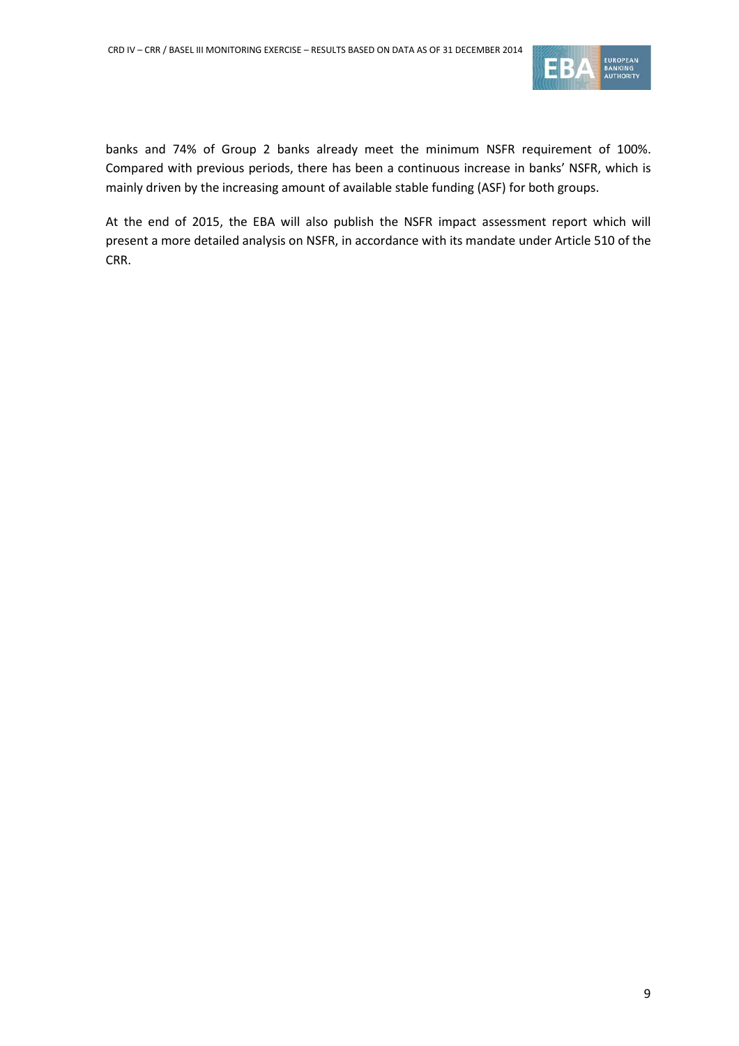banks and 74% of Group 2 banks already meet the minimum NSFR requirement of 100%. Compared with previous periods, there has been a continuous increase in banks' NSFR, which is mainly driven by the increasing amount of available stable funding (ASF) for both groups.

At the end of 2015, the EBA will also publish the NSFR impact assessment report which will present a more detailed analysis on NSFR, in accordance with its mandate under Article 510 of the CRR.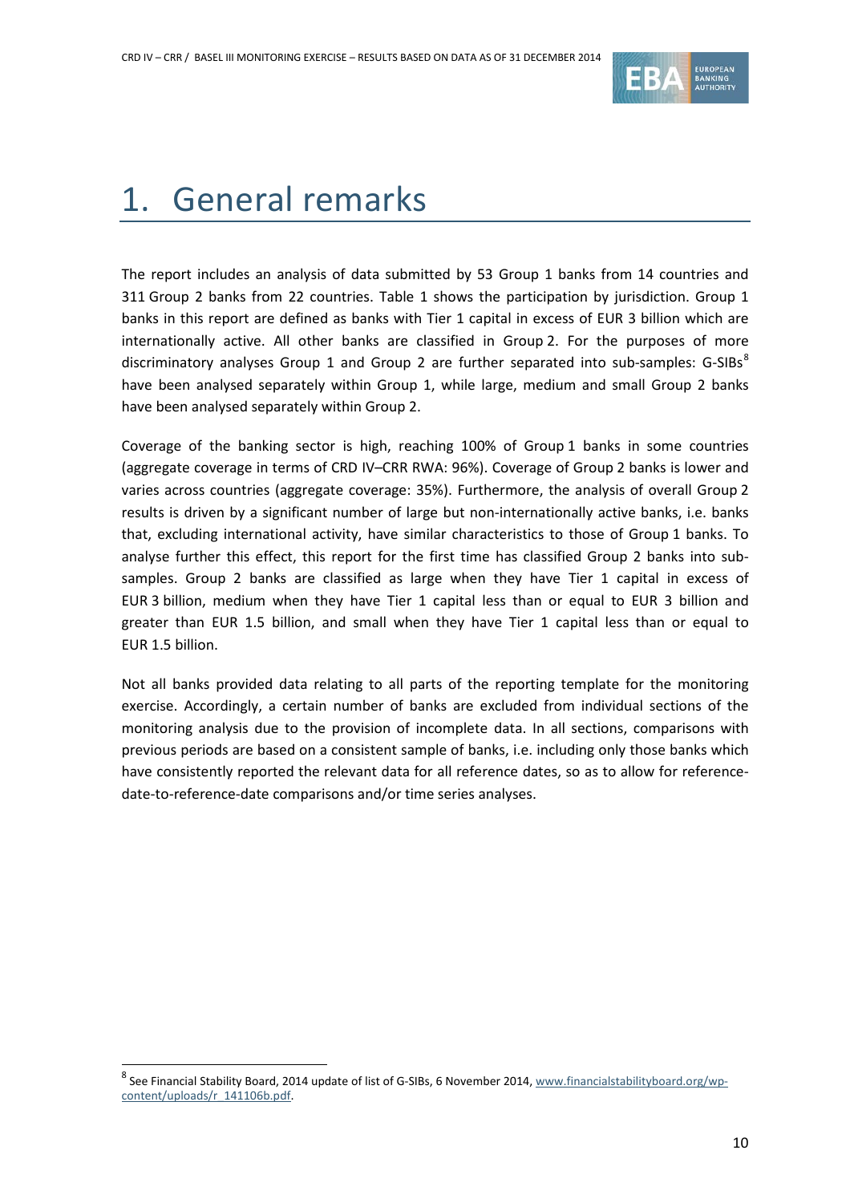# 1. General remarks

The report includes an analysis of data submitted by 53 Group 1 banks from 14 countries and 311 Group 2 banks from 22 countries. Table 1 shows the participation by jurisdiction. Group 1 banks in this report are defined as banks with Tier 1 capital in excess of EUR 3 billion which are internationally active. All other banks are classified in Group 2. For the purposes of more discriminatory analyses Group 1 and Group 2 are further separated into sub-samples: G-SIBs[8] have been analysed separately within Group 1, while large, medium and small Group 2 banks have been analysed separately within Group 2.

Coverage of the banking sector is high, reaching 100% of Group 1 banks in some countries (aggregate coverage in terms of CRD IV–CRR RWA: 96%). Coverage of Group 2 banks is lower and varies across countries (aggregate coverage: 35%). Furthermore, the analysis of overall Group 2 results is driven by a significant number of large but non-internationally active banks, i.e. banks that, excluding international activity, have similar characteristics to those of Group 1 banks. To analyse further this effect, this report for the first time has classified Group 2 banks into sub-samples. Group 2 banks are classified as large when they have Tier 1 capital in excess of EUR 3 billion, medium when they have Tier 1 capital less than or equal to EUR 3 billion and greater than EUR 1.5 billion, and small when they have Tier 1 capital less than or equal to EUR 1.5 billion.

Not all banks provided data relating to all parts of the reporting template for the monitoring exercise. Accordingly, a certain number of banks are excluded from individual sections of the monitoring analysis due to the provision of incomplete data. In all sections, comparisons with previous periods are based on a consistent sample of banks, i.e. including only those banks which have consistently reported the relevant data for all reference dates, so as to allow for reference-date-to-reference-date comparisons and/or time series analyses.

[8] See Financial Stability Board, 2014 update of list of G-SIBs, 6 November 2014, www.financialstabilityboard.org/wp-content/uploads/r_141106b.pdf.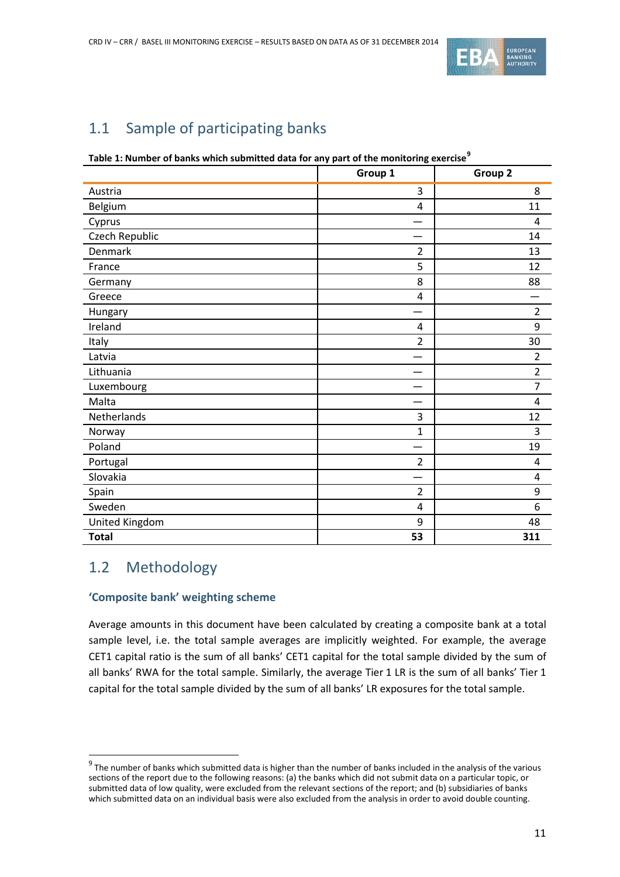## 1.1 Sample of participating banks

**Table 1: Number of banks which submitted data for any part of the monitoring exercise**[9]

| | Group 1 | Group 2 |
|---|---:|---:|
| Austria | 3 | 8 |
| Belgium | 4 | 11 |
| Cyprus | — | 4 |
| Czech Republic | — | 14 |
| Denmark | 2 | 13 |
| France | 5 | 12 |
| Germany | 8 | 88 |
| Greece | 4 | — |
| Hungary | — | 2 |
| Ireland | 4 | 9 |
| Italy | 2 | 30 |
| Latvia | — | 2 |
| Lithuania | — | 2 |
| Luxembourg | — | 7 |
| Malta | — | 4 |
| Netherlands | 3 | 12 |
| Norway | 1 | 3 |
| Poland | — | 19 |
| Portugal | 2 | 4 |
| Slovakia | — | 4 |
| Spain | 2 | 9 |
| Sweden | 4 | 6 |
| United Kingdom | 9 | 48 |
| **Total** | **53** | **311** |

## 1.2 Methodology

### 'Composite bank' weighting scheme

Average amounts in this document have been calculated by creating a composite bank at a total sample level, i.e. the total sample averages are implicitly weighted. For example, the average CET1 capital ratio is the sum of all banks' CET1 capital for the total sample divided by the sum of all banks' RWA for the total sample. Similarly, the average Tier 1 LR is the sum of all banks' Tier 1 capital for the total sample divided by the sum of all banks' LR exposures for the total sample.

[9] The number of banks which submitted data is higher than the number of banks included in the analysis of the various sections of the report due to the following reasons: (a) the banks which did not submit data on a particular topic, or submitted data of low quality, were excluded from the relevant sections of the report; and (b) subsidiaries of banks which submitted data on an individual basis were also excluded from the analysis in order to avoid double counting.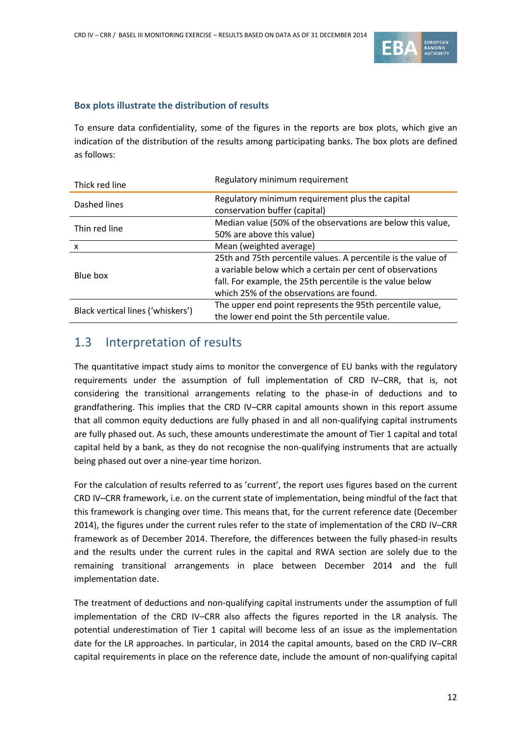### Box plots illustrate the distribution of results

To ensure data confidentiality, some of the figures in the reports are box plots, which give an indication of the distribution of the results among participating banks. The box plots are defined as follows:

| Thick red line | Regulatory minimum requirement |
|---|---|
| Dashed lines | Regulatory minimum requirement plus the capital conservation buffer (capital) |
| Thin red line | Median value (50% of the observations are below this value, 50% are above this value) |
| x | Mean (weighted average) |
| Blue box | 25th and 75th percentile values. A percentile is the value of a variable below which a certain per cent of observations fall. For example, the 25th percentile is the value below which 25% of the observations are found. |
| Black vertical lines ('whiskers') | The upper end point represents the 95th percentile value, the lower end point the 5th percentile value. |

## 1.3 Interpretation of results

The quantitative impact study aims to monitor the convergence of EU banks with the regulatory requirements under the assumption of full implementation of CRD IV–CRR, that is, not considering the transitional arrangements relating to the phase-in of deductions and to grandfathering. This implies that the CRD IV–CRR capital amounts shown in this report assume that all common equity deductions are fully phased in and all non-qualifying capital instruments are fully phased out. As such, these amounts underestimate the amount of Tier 1 capital and total capital held by a bank, as they do not recognise the non-qualifying instruments that are actually being phased out over a nine-year time horizon.

For the calculation of results referred to as 'current', the report uses figures based on the current CRD IV–CRR framework, i.e. on the current state of implementation, being mindful of the fact that this framework is changing over time. This means that, for the current reference date (December 2014), the figures under the current rules refer to the state of implementation of the CRD IV–CRR framework as of December 2014. Therefore, the differences between the fully phased-in results and the results under the current rules in the capital and RWA section are solely due to the remaining transitional arrangements in place between December 2014 and the full implementation date.

The treatment of deductions and non-qualifying capital instruments under the assumption of full implementation of the CRD IV–CRR also affects the figures reported in the LR analysis. The potential underestimation of Tier 1 capital will become less of an issue as the implementation date for the LR approaches. In particular, in 2014 the capital amounts, based on the CRD IV–CRR capital requirements in place on the reference date, include the amount of non-qualifying capital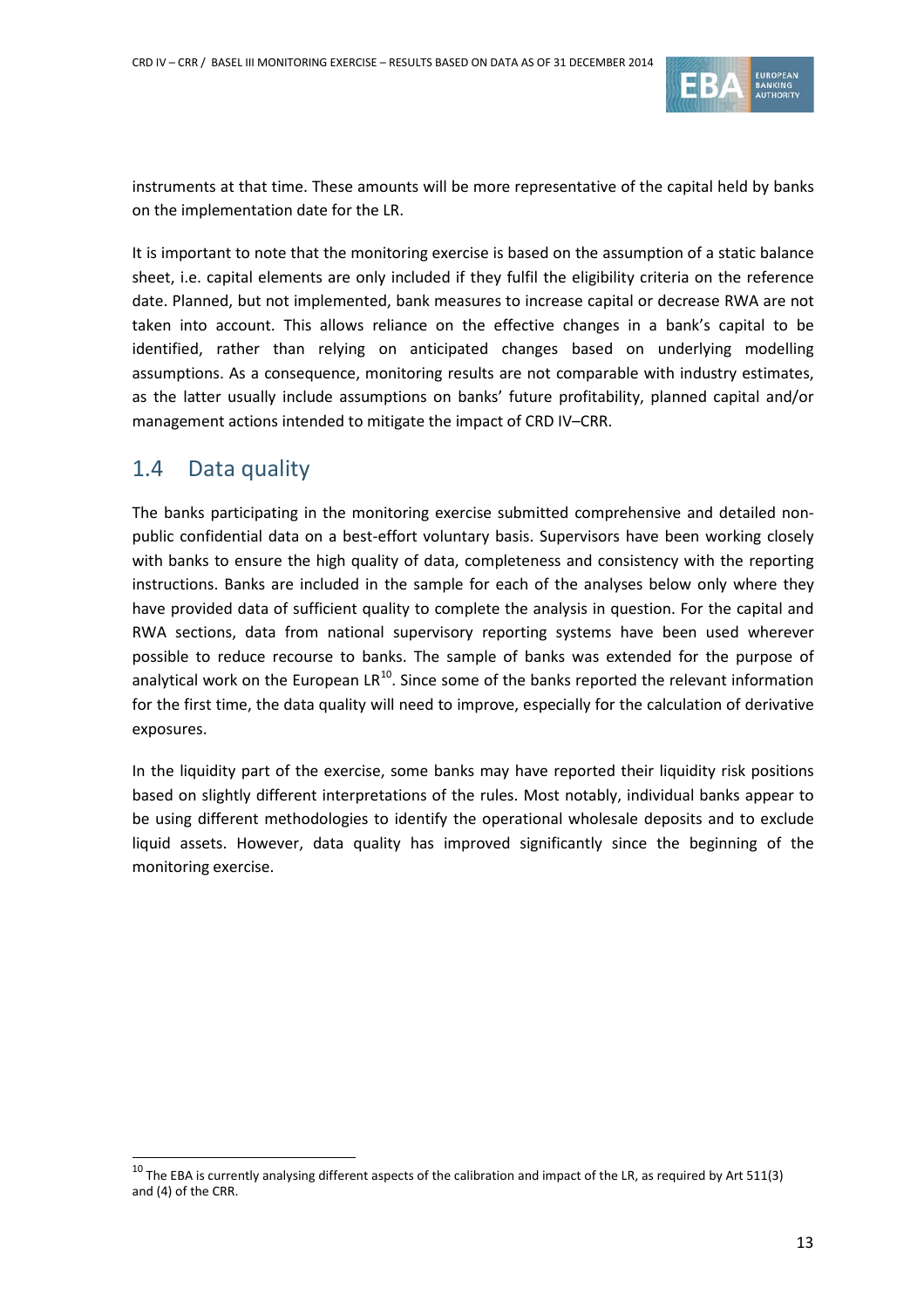instruments at that time. These amounts will be more representative of the capital held by banks on the implementation date for the LR.

It is important to note that the monitoring exercise is based on the assumption of a static balance sheet, i.e. capital elements are only included if they fulfil the eligibility criteria on the reference date. Planned, but not implemented, bank measures to increase capital or decrease RWA are not taken into account. This allows reliance on the effective changes in a bank's capital to be identified, rather than relying on anticipated changes based on underlying modelling assumptions. As a consequence, monitoring results are not comparable with industry estimates, as the latter usually include assumptions on banks' future profitability, planned capital and/or management actions intended to mitigate the impact of CRD IV–CRR.

## 1.4 Data quality

The banks participating in the monitoring exercise submitted comprehensive and detailed non-public confidential data on a best-effort voluntary basis. Supervisors have been working closely with banks to ensure the high quality of data, completeness and consistency with the reporting instructions. Banks are included in the sample for each of the analyses below only where they have provided data of sufficient quality to complete the analysis in question. For the capital and RWA sections, data from national supervisory reporting systems have been used wherever possible to reduce recourse to banks. The sample of banks was extended for the purpose of analytical work on the European LR[10]. Since some of the banks reported the relevant information for the first time, the data quality will need to improve, especially for the calculation of derivative exposures.

In the liquidity part of the exercise, some banks may have reported their liquidity risk positions based on slightly different interpretations of the rules. Most notably, individual banks appear to be using different methodologies to identify the operational wholesale deposits and to exclude liquid assets. However, data quality has improved significantly since the beginning of the monitoring exercise.

[10] The EBA is currently analysing different aspects of the calibration and impact of the LR, as required by Art 511(3) and (4) of the CRR.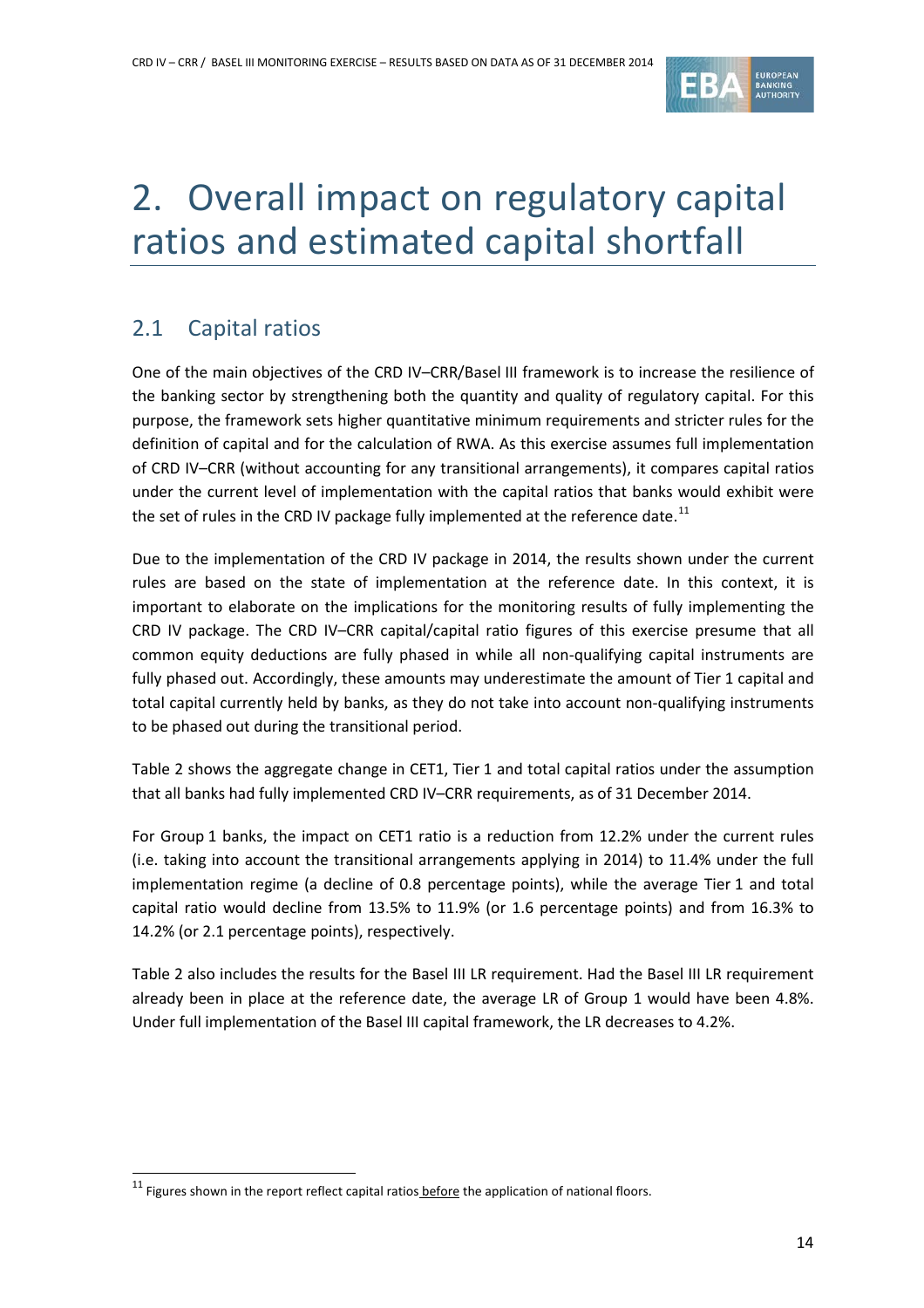# 2. Overall impact on regulatory capital ratios and estimated capital shortfall

## 2.1 Capital ratios

One of the main objectives of the CRD IV–CRR/Basel III framework is to increase the resilience of the banking sector by strengthening both the quantity and quality of regulatory capital. For this purpose, the framework sets higher quantitative minimum requirements and stricter rules for the definition of capital and for the calculation of RWA. As this exercise assumes full implementation of CRD IV–CRR (without accounting for any transitional arrangements), it compares capital ratios under the current level of implementation with the capital ratios that banks would exhibit were the set of rules in the CRD IV package fully implemented at the reference date.[11]

Due to the implementation of the CRD IV package in 2014, the results shown under the current rules are based on the state of implementation at the reference date. In this context, it is important to elaborate on the implications for the monitoring results of fully implementing the CRD IV package. The CRD IV–CRR capital/capital ratio figures of this exercise presume that all common equity deductions are fully phased in while all non-qualifying capital instruments are fully phased out. Accordingly, these amounts may underestimate the amount of Tier 1 capital and total capital currently held by banks, as they do not take into account non-qualifying instruments to be phased out during the transitional period.

Table 2 shows the aggregate change in CET1, Tier 1 and total capital ratios under the assumption that all banks had fully implemented CRD IV–CRR requirements, as of 31 December 2014.

For Group 1 banks, the impact on CET1 ratio is a reduction from 12.2% under the current rules (i.e. taking into account the transitional arrangements applying in 2014) to 11.4% under the full implementation regime (a decline of 0.8 percentage points), while the average Tier 1 and total capital ratio would decline from 13.5% to 11.9% (or 1.6 percentage points) and from 16.3% to 14.2% (or 2.1 percentage points), respectively.

Table 2 also includes the results for the Basel III LR requirement. Had the Basel III LR requirement already been in place at the reference date, the average LR of Group 1 would have been 4.8%. Under full implementation of the Basel III capital framework, the LR decreases to 4.2%.

[11] Figures shown in the report reflect capital ratios before the application of national floors.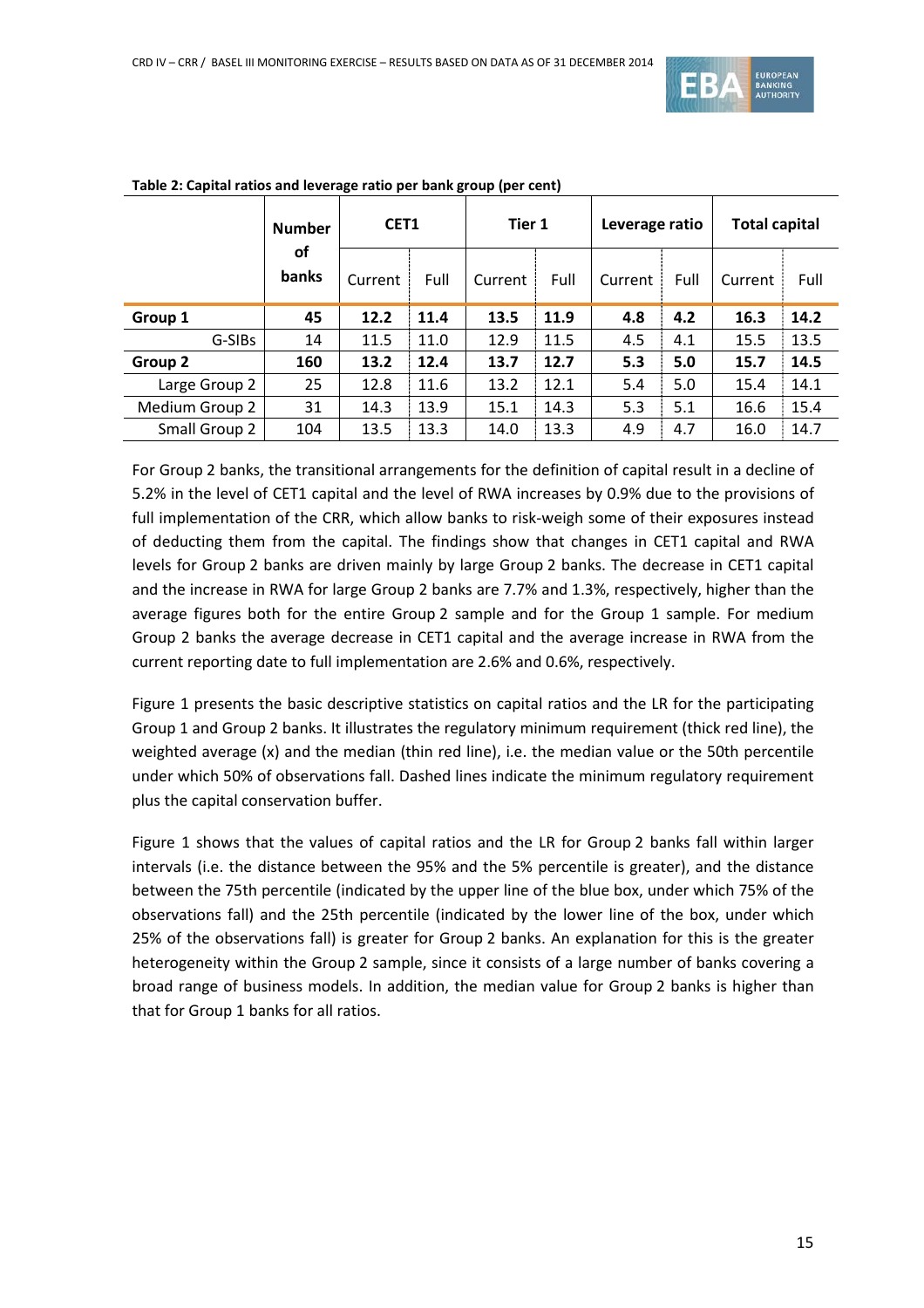**Table 2: Capital ratios and leverage ratio per bank group (per cent)**

| | Number of banks | CET1 | | Tier 1 | | Leverage ratio | | Total capital | |
|---|---|---|---|---|---|---|---|---|---|
| | | Current | Full | Current | Full | Current | Full | Current | Full |
| **Group 1** | **45** | **12.2** | **11.4** | **13.5** | **11.9** | **4.8** | **4.2** | **16.3** | **14.2** |
| G-SIBs | 14 | 11.5 | 11.0 | 12.9 | 11.5 | 4.5 | 4.1 | 15.5 | 13.5 |
| **Group 2** | **160** | **13.2** | **12.4** | **13.7** | **12.7** | **5.3** | **5.0** | **15.7** | **14.5** |
| Large Group 2 | 25 | 12.8 | 11.6 | 13.2 | 12.1 | 5.4 | 5.0 | 15.4 | 14.1 |
| Medium Group 2 | 31 | 14.3 | 13.9 | 15.1 | 14.3 | 5.3 | 5.1 | 16.6 | 15.4 |
| Small Group 2 | 104 | 13.5 | 13.3 | 14.0 | 13.3 | 4.9 | 4.7 | 16.0 | 14.7 |

For Group 2 banks, the transitional arrangements for the definition of capital result in a decline of 5.2% in the level of CET1 capital and the level of RWA increases by 0.9% due to the provisions of full implementation of the CRR, which allow banks to risk-weigh some of their exposures instead of deducting them from the capital. The findings show that changes in CET1 capital and RWA levels for Group 2 banks are driven mainly by large Group 2 banks. The decrease in CET1 capital and the increase in RWA for large Group 2 banks are 7.7% and 1.3%, respectively, higher than the average figures both for the entire Group 2 sample and for the Group 1 sample. For medium Group 2 banks the average decrease in CET1 capital and the average increase in RWA from the current reporting date to full implementation are 2.6% and 0.6%, respectively.

Figure 1 presents the basic descriptive statistics on capital ratios and the LR for the participating Group 1 and Group 2 banks. It illustrates the regulatory minimum requirement (thick red line), the weighted average (x) and the median (thin red line), i.e. the median value or the 50th percentile under which 50% of observations fall. Dashed lines indicate the minimum regulatory requirement plus the capital conservation buffer.

Figure 1 shows that the values of capital ratios and the LR for Group 2 banks fall within larger intervals (i.e. the distance between the 95% and the 5% percentile is greater), and the distance between the 75th percentile (indicated by the upper line of the blue box, under which 75% of the observations fall) and the 25th percentile (indicated by the lower line of the box, under which 25% of the observations fall) is greater for Group 2 banks. An explanation for this is the greater heterogeneity within the Group 2 sample, since it consists of a large number of banks covering a broad range of business models. In addition, the median value for Group 2 banks is higher than that for Group 1 banks for all ratios.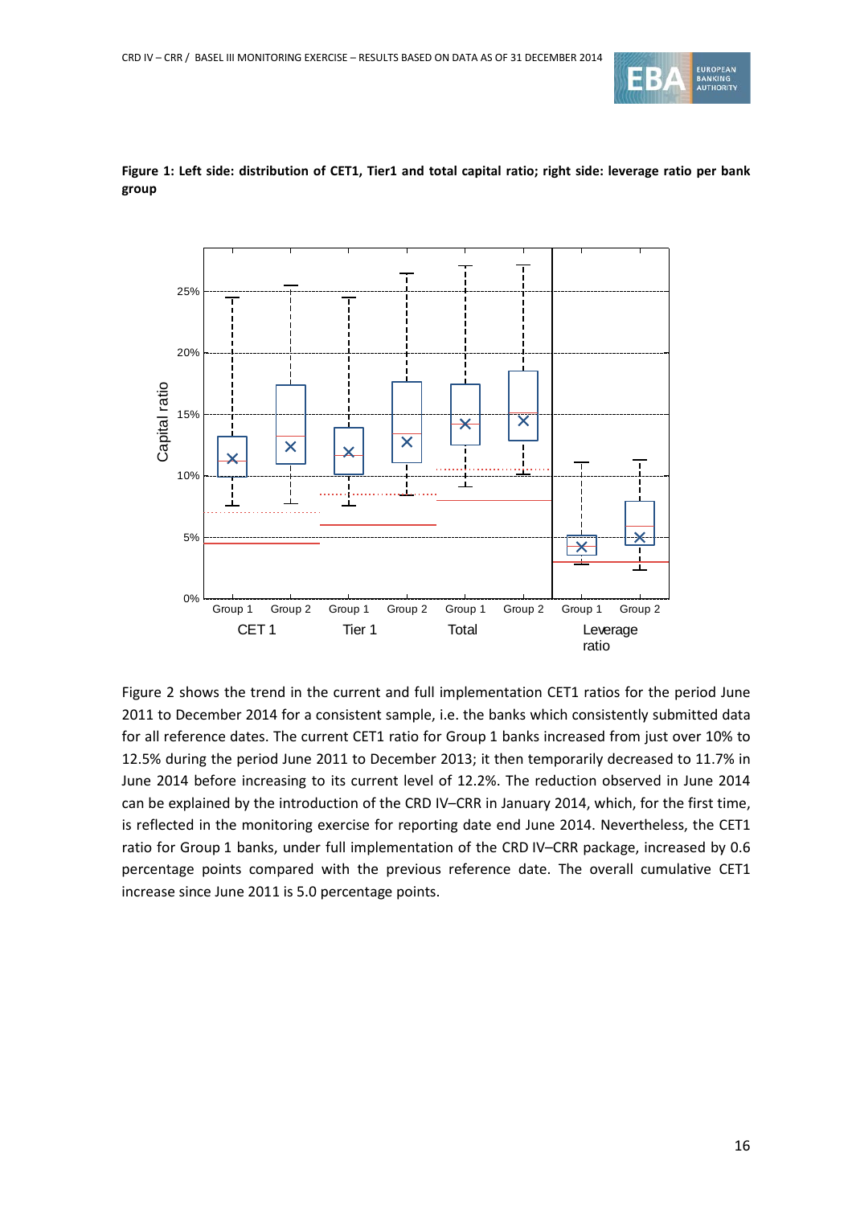**Figure 1: Left side: distribution of CET1, Tier1 and total capital ratio; right side: leverage ratio per bank group**

Figure 2 shows the trend in the current and full implementation CET1 ratios for the period June 2011 to December 2014 for a consistent sample, i.e. the banks which consistently submitted data for all reference dates. The current CET1 ratio for Group 1 banks increased from just over 10% to 12.5% during the period June 2011 to December 2013; it then temporarily decreased to 11.7% in June 2014 before increasing to its current level of 12.2%. The reduction observed in June 2014 can be explained by the introduction of the CRD IV–CRR in January 2014, which, for the first time, is reflected in the monitoring exercise for reporting date end June 2014. Nevertheless, the CET1 ratio for Group 1 banks, under full implementation of the CRD IV–CRR package, increased by 0.6 percentage points compared with the previous reference date. The overall cumulative CET1 increase since June 2011 is 5.0 percentage points.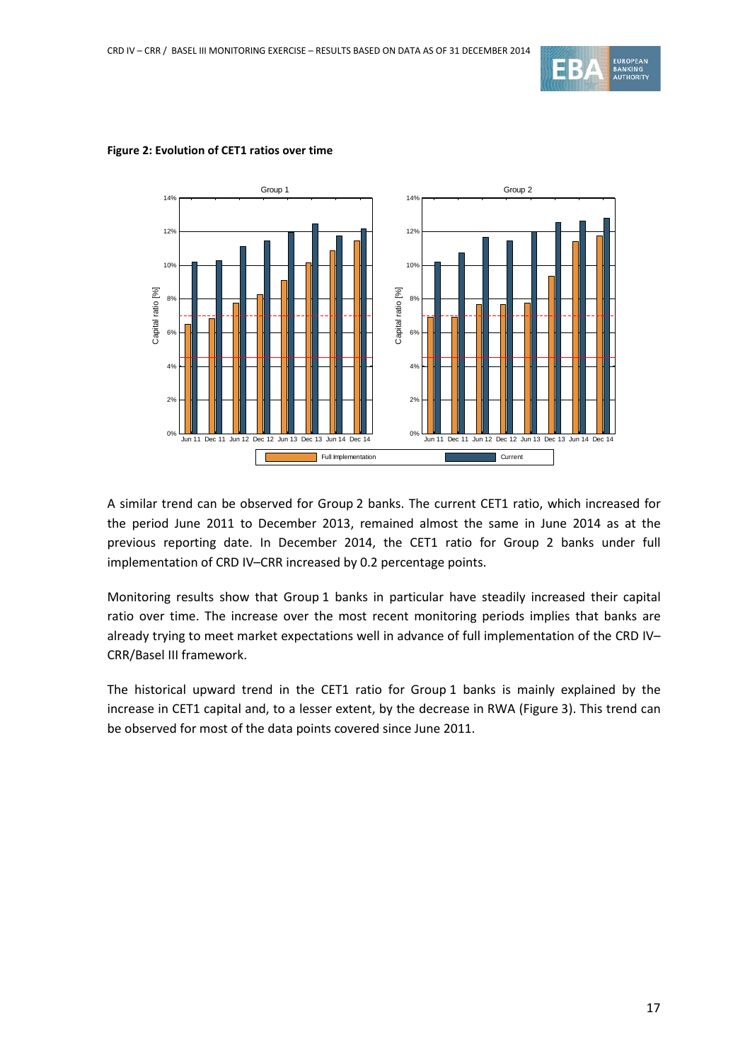**Figure 2: Evolution of CET1 ratios over time**

A similar trend can be observed for Group 2 banks. The current CET1 ratio, which increased for the period June 2011 to December 2013, remained almost the same in June 2014 as at the previous reporting date. In December 2014, the CET1 ratio for Group 2 banks under full implementation of CRD IV–CRR increased by 0.2 percentage points.

Monitoring results show that Group 1 banks in particular have steadily increased their capital ratio over time. The increase over the most recent monitoring periods implies that banks are already trying to meet market expectations well in advance of full implementation of the CRD IV–CRR/Basel III framework.

The historical upward trend in the CET1 ratio for Group 1 banks is mainly explained by the increase in CET1 capital and, to a lesser extent, by the decrease in RWA (Figure 3). This trend can be observed for most of the data points covered since June 2011.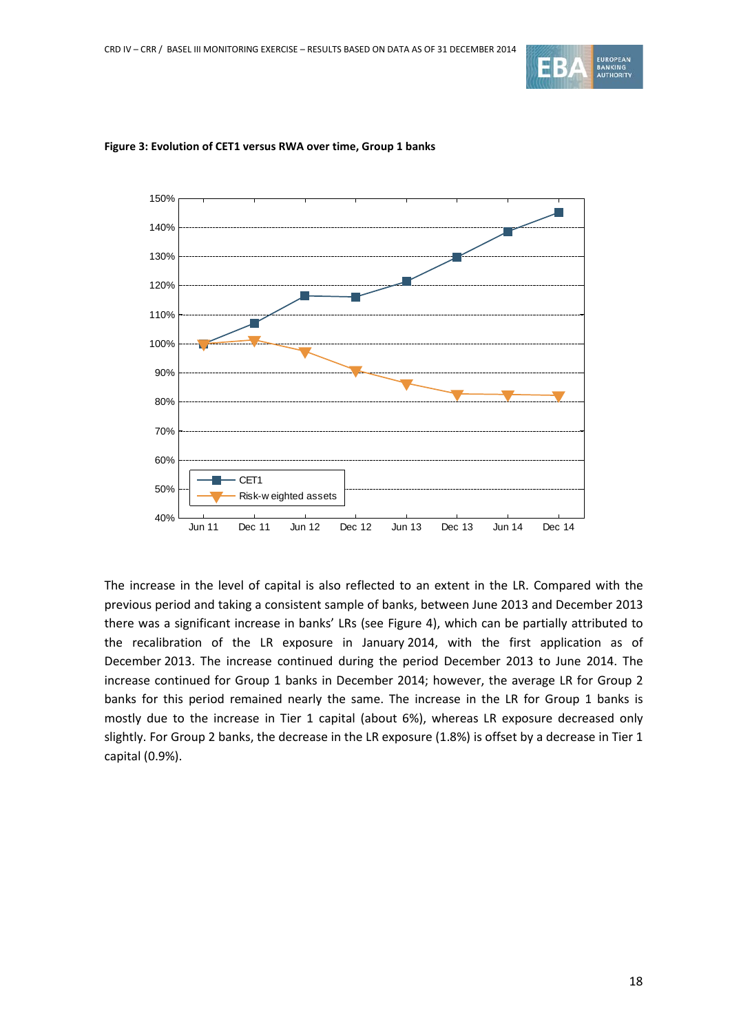**Figure 3: Evolution of CET1 versus RWA over time, Group 1 banks**

The increase in the level of capital is also reflected to an extent in the LR. Compared with the previous period and taking a consistent sample of banks, between June 2013 and December 2013 there was a significant increase in banks' LRs (see Figure 4), which can be partially attributed to the recalibration of the LR exposure in January 2014, with the first application as of December 2013. The increase continued during the period December 2013 to June 2014. The increase continued for Group 1 banks in December 2014; however, the average LR for Group 2 banks for this period remained nearly the same. The increase in the LR for Group 1 banks is mostly due to the increase in Tier 1 capital (about 6%), whereas LR exposure decreased only slightly. For Group 2 banks, the decrease in the LR exposure (1.8%) is offset by a decrease in Tier 1 capital (0.9%).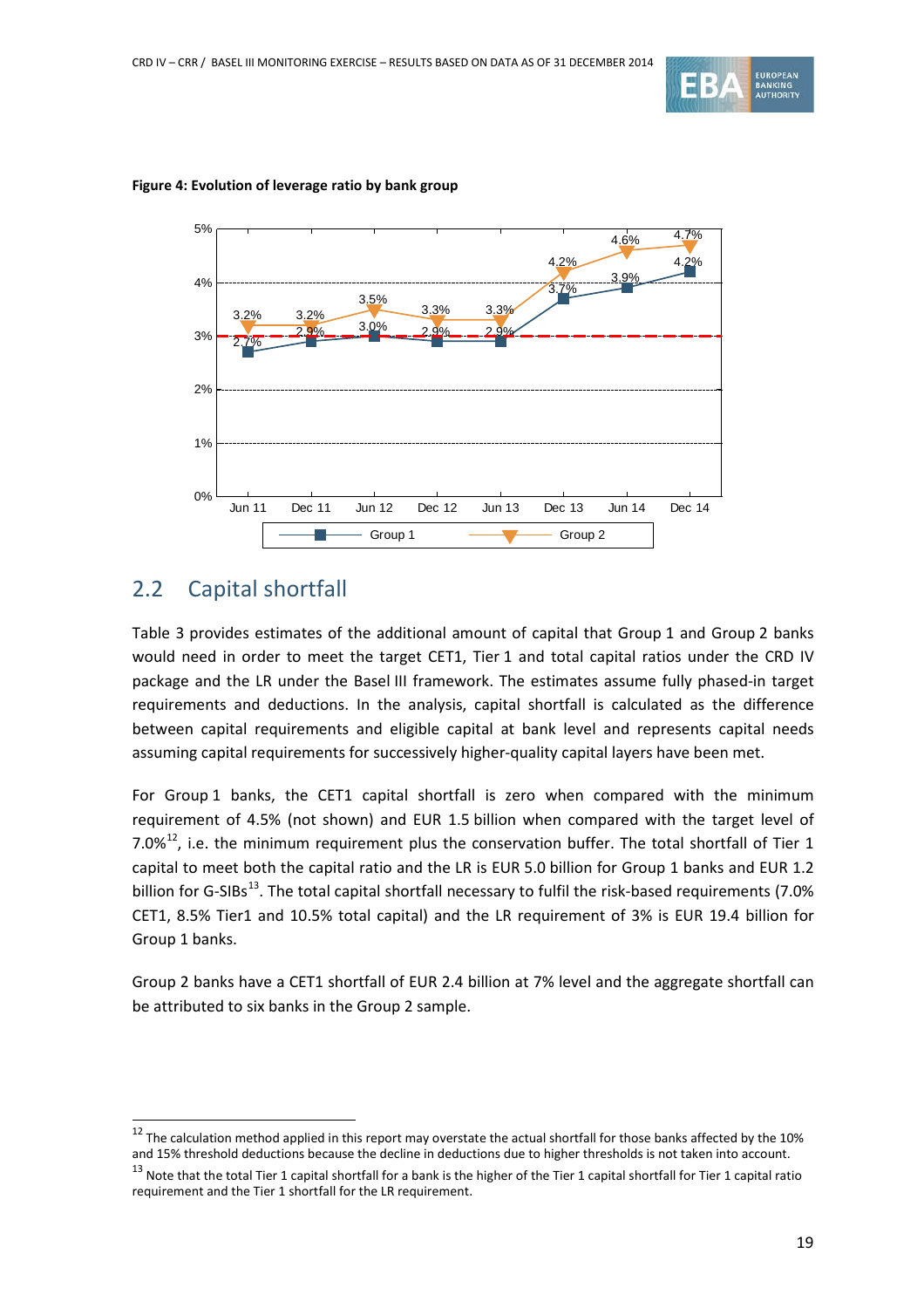**Figure 4: Evolution of leverage ratio by bank group**

| | Jun 11 | Dec 11 | Jun 12 | Dec 12 | Jun 13 | Dec 13 | Jun 14 | Dec 14 |
|---|---|---|---|---|---|---|---|---|
| Group 1 | 2.7% | 2.9% | 3.0% | 2.9% | 2.9% | 3.7% | 3.9% | 4.2% |
| Group 2 | 3.2% | 3.2% | 3.5% | 3.3% | 3.3% | 4.2% | 4.6% | 4.7% |

## 2.2 Capital shortfall

Table 3 provides estimates of the additional amount of capital that Group 1 and Group 2 banks would need in order to meet the target CET1, Tier 1 and total capital ratios under the CRD IV package and the LR under the Basel III framework. The estimates assume fully phased-in target requirements and deductions. In the analysis, capital shortfall is calculated as the difference between capital requirements and eligible capital at bank level and represents capital needs assuming capital requirements for successively higher-quality capital layers have been met.

For Group 1 banks, the CET1 capital shortfall is zero when compared with the minimum requirement of 4.5% (not shown) and EUR 1.5 billion when compared with the target level of 7.0%[12], i.e. the minimum requirement plus the conservation buffer. The total shortfall of Tier 1 capital to meet both the capital ratio and the LR is EUR 5.0 billion for Group 1 banks and EUR 1.2 billion for G-SIBs[13]. The total capital shortfall necessary to fulfil the risk-based requirements (7.0% CET1, 8.5% Tier1 and 10.5% total capital) and the LR requirement of 3% is EUR 19.4 billion for Group 1 banks.

Group 2 banks have a CET1 shortfall of EUR 2.4 billion at 7% level and the aggregate shortfall can be attributed to six banks in the Group 2 sample.

---

[12] The calculation method applied in this report may overstate the actual shortfall for those banks affected by the 10% and 15% threshold deductions because the decline in deductions due to higher thresholds is not taken into account.

[13] Note that the total Tier 1 capital shortfall for a bank is the higher of the Tier 1 capital shortfall for Tier 1 capital ratio requirement and the Tier 1 shortfall for the LR requirement.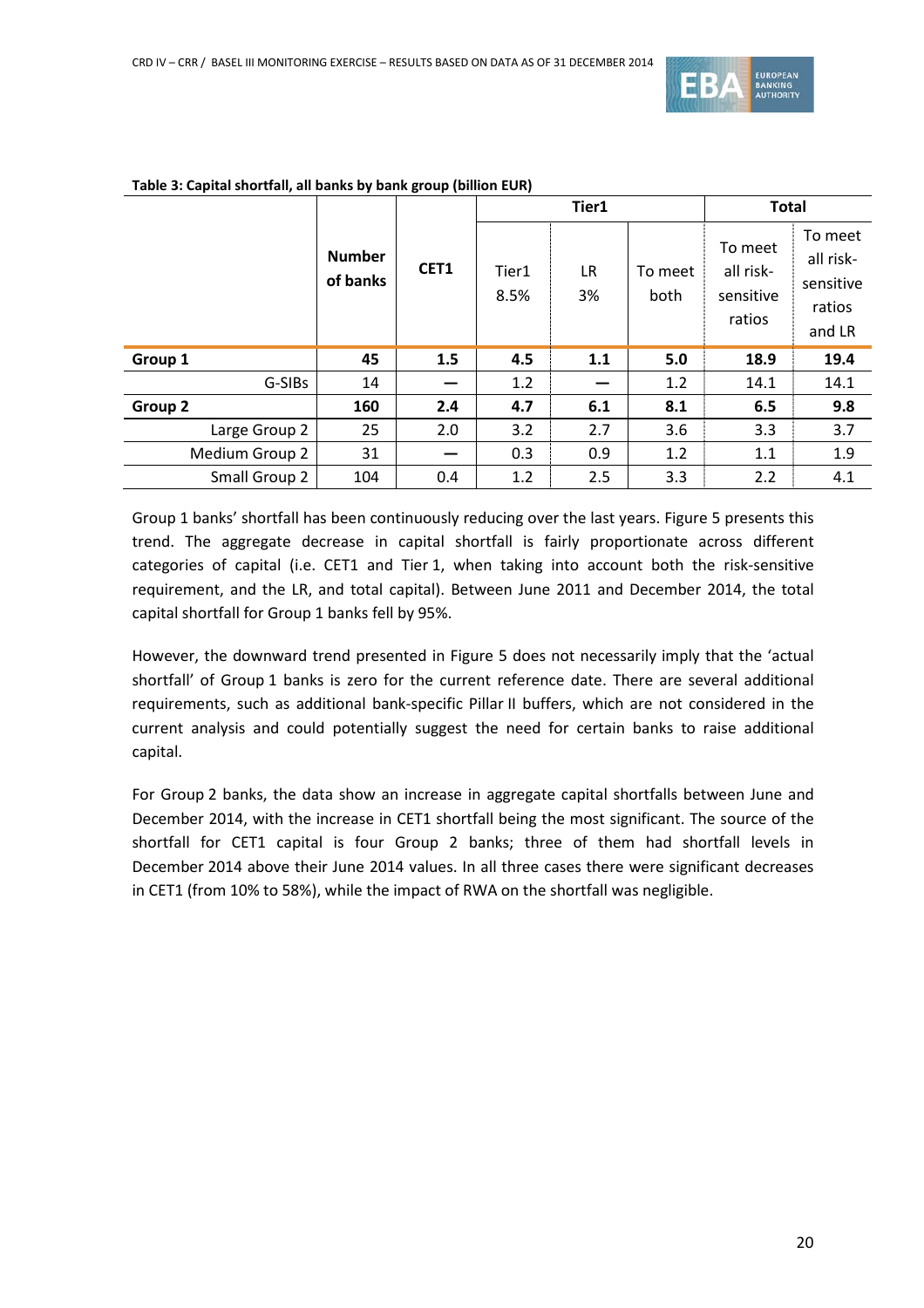**Table 3: Capital shortfall, all banks by bank group (billion EUR)**

| | Number of banks | CET1 | Tier1 | | | Total | |
|---|---|---|---|---|---|---|---|
| | | | Tier1 8.5% | LR 3% | To meet both | To meet all risk-sensitive ratios | To meet all risk-sensitive ratios and LR |
| **Group 1** | **45** | **1.5** | **4.5** | **1.1** | **5.0** | **18.9** | **19.4** |
| G-SIBs | 14 | — | 1.2 | — | 1.2 | 14.1 | 14.1 |
| **Group 2** | **160** | **2.4** | **4.7** | **6.1** | **8.1** | **6.5** | **9.8** |
| Large Group 2 | 25 | 2.0 | 3.2 | 2.7 | 3.6 | 3.3 | 3.7 |
| Medium Group 2 | 31 | — | 0.3 | 0.9 | 1.2 | 1.1 | 1.9 |
| Small Group 2 | 104 | 0.4 | 1.2 | 2.5 | 3.3 | 2.2 | 4.1 |

Group 1 banks' shortfall has been continuously reducing over the last years. Figure 5 presents this trend. The aggregate decrease in capital shortfall is fairly proportionate across different categories of capital (i.e. CET1 and Tier 1, when taking into account both the risk-sensitive requirement, and the LR, and total capital). Between June 2011 and December 2014, the total capital shortfall for Group 1 banks fell by 95%.

However, the downward trend presented in Figure 5 does not necessarily imply that the 'actual shortfall' of Group 1 banks is zero for the current reference date. There are several additional requirements, such as additional bank-specific Pillar II buffers, which are not considered in the current analysis and could potentially suggest the need for certain banks to raise additional capital.

For Group 2 banks, the data show an increase in aggregate capital shortfalls between June and December 2014, with the increase in CET1 shortfall being the most significant. The source of the shortfall for CET1 capital is four Group 2 banks; three of them had shortfall levels in December 2014 above their June 2014 values. In all three cases there were significant decreases in CET1 (from 10% to 58%), while the impact of RWA on the shortfall was negligible.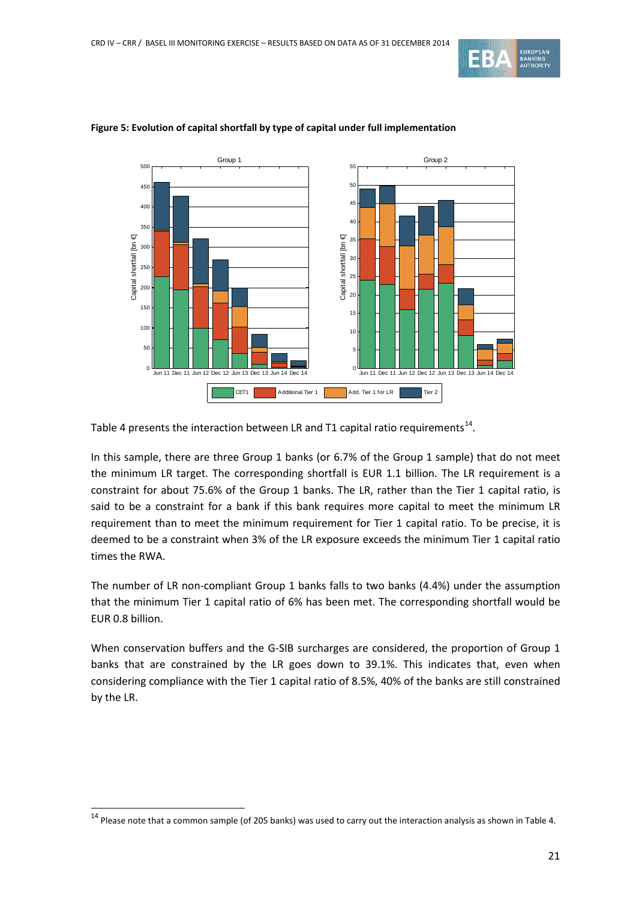**Figure 5: Evolution of capital shortfall by type of capital under full implementation**

Table 4 presents the interaction between LR and T1 capital ratio requirements[14].

In this sample, there are three Group 1 banks (or 6.7% of the Group 1 sample) that do not meet the minimum LR target. The corresponding shortfall is EUR 1.1 billion. The LR requirement is a constraint for about 75.6% of the Group 1 banks. The LR, rather than the Tier 1 capital ratio, is said to be a constraint for a bank if this bank requires more capital to meet the minimum LR requirement than to meet the minimum requirement for Tier 1 capital ratio. To be precise, it is deemed to be a constraint when 3% of the LR exposure exceeds the minimum Tier 1 capital ratio times the RWA.

The number of LR non-compliant Group 1 banks falls to two banks (4.4%) under the assumption that the minimum Tier 1 capital ratio of 6% has been met. The corresponding shortfall would be EUR 0.8 billion.

When conservation buffers and the G-SIB surcharges are considered, the proportion of Group 1 banks that are constrained by the LR goes down to 39.1%. This indicates that, even when considering compliance with the Tier 1 capital ratio of 8.5%, 40% of the banks are still constrained by the LR.

[14] Please note that a common sample (of 205 banks) was used to carry out the interaction analysis as shown in Table 4.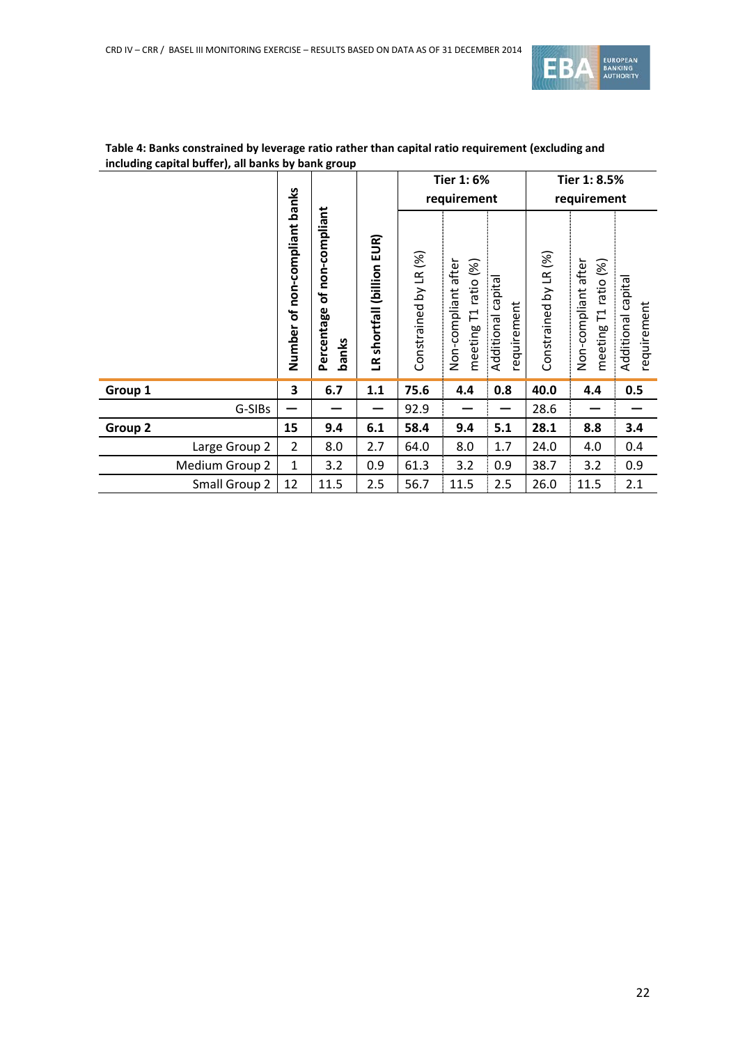**Table 4: Banks constrained by leverage ratio rather than capital ratio requirement (excluding and including capital buffer), all banks by bank group**

| | Number of non-compliant banks | Percentage of non-compliant banks | LR shortfall (billion EUR) | Tier 1: 6% requirement | | | Tier 1: 8.5% requirement | | |
|---|---|---|---|---|---|---|---|---|---|
| | | | | Constrained by LR (%) | Non-compliant after meeting T1 ratio (%) | Additional capital requirement | Constrained by LR (%) | Non-compliant after meeting T1 ratio (%) | Additional capital requirement |
| **Group 1** | **3** | **6.7** | **1.1** | **75.6** | **4.4** | **0.8** | **40.0** | **4.4** | **0.5** |
| G-SIBs | — | — | — | 92.9 | — | — | 28.6 | — | — |
| **Group 2** | **15** | **9.4** | **6.1** | **58.4** | **9.4** | **5.1** | **28.1** | **8.8** | **3.4** |
| Large Group 2 | 2 | 8.0 | 2.7 | 64.0 | 8.0 | 1.7 | 24.0 | 4.0 | 0.4 |
| Medium Group 2 | 1 | 3.2 | 0.9 | 61.3 | 3.2 | 0.9 | 38.7 | 3.2 | 0.9 |
| Small Group 2 | 12 | 11.5 | 2.5 | 56.7 | 11.5 | 2.5 | 26.0 | 11.5 | 2.1 |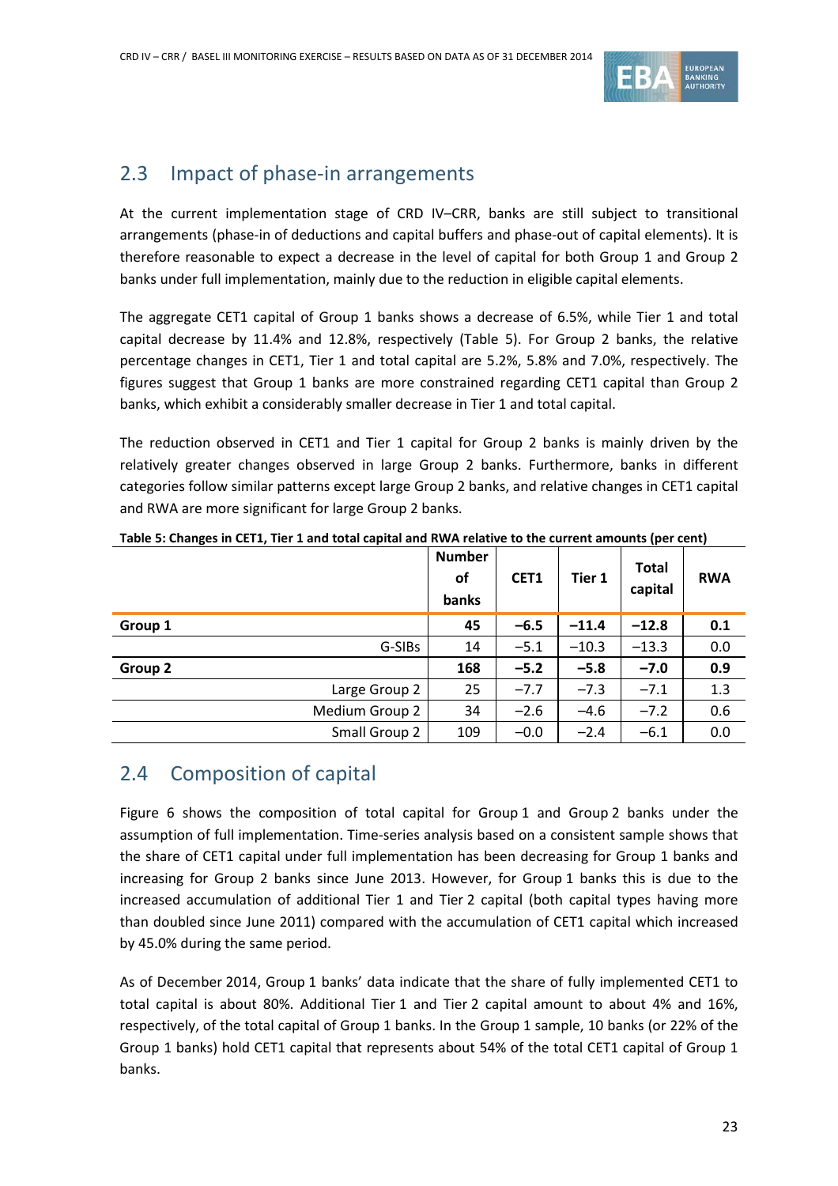## 2.3 Impact of phase-in arrangements

At the current implementation stage of CRD IV–CRR, banks are still subject to transitional arrangements (phase-in of deductions and capital buffers and phase-out of capital elements). It is therefore reasonable to expect a decrease in the level of capital for both Group 1 and Group 2 banks under full implementation, mainly due to the reduction in eligible capital elements.

The aggregate CET1 capital of Group 1 banks shows a decrease of 6.5%, while Tier 1 and total capital decrease by 11.4% and 12.8%, respectively (Table 5). For Group 2 banks, the relative percentage changes in CET1, Tier 1 and total capital are 5.2%, 5.8% and 7.0%, respectively. The figures suggest that Group 1 banks are more constrained regarding CET1 capital than Group 2 banks, which exhibit a considerably smaller decrease in Tier 1 and total capital.

The reduction observed in CET1 and Tier 1 capital for Group 2 banks is mainly driven by the relatively greater changes observed in large Group 2 banks. Furthermore, banks in different categories follow similar patterns except large Group 2 banks, and relative changes in CET1 capital and RWA are more significant for large Group 2 banks.

**Table 5: Changes in CET1, Tier 1 and total capital and RWA relative to the current amounts (per cent)**

| | Number of banks | CET1 | Tier 1 | Total capital | RWA |
|---|---|---|---|---|---|
| **Group 1** | **45** | **−6.5** | **−11.4** | **−12.8** | **0.1** |
| G-SIBs | 14 | −5.1 | −10.3 | −13.3 | 0.0 |
| **Group 2** | **168** | **−5.2** | **−5.8** | **−7.0** | **0.9** |
| Large Group 2 | 25 | −7.7 | −7.3 | −7.1 | 1.3 |
| Medium Group 2 | 34 | −2.6 | −4.6 | −7.2 | 0.6 |
| Small Group 2 | 109 | −0.0 | −2.4 | −6.1 | 0.0 |

## 2.4 Composition of capital

Figure 6 shows the composition of total capital for Group 1 and Group 2 banks under the assumption of full implementation. Time-series analysis based on a consistent sample shows that the share of CET1 capital under full implementation has been decreasing for Group 1 banks and increasing for Group 2 banks since June 2013. However, for Group 1 banks this is due to the increased accumulation of additional Tier 1 and Tier 2 capital (both capital types having more than doubled since June 2011) compared with the accumulation of CET1 capital which increased by 45.0% during the same period.

As of December 2014, Group 1 banks' data indicate that the share of fully implemented CET1 to total capital is about 80%. Additional Tier 1 and Tier 2 capital amount to about 4% and 16%, respectively, of the total capital of Group 1 banks. In the Group 1 sample, 10 banks (or 22% of the Group 1 banks) hold CET1 capital that represents about 54% of the total CET1 capital of Group 1 banks.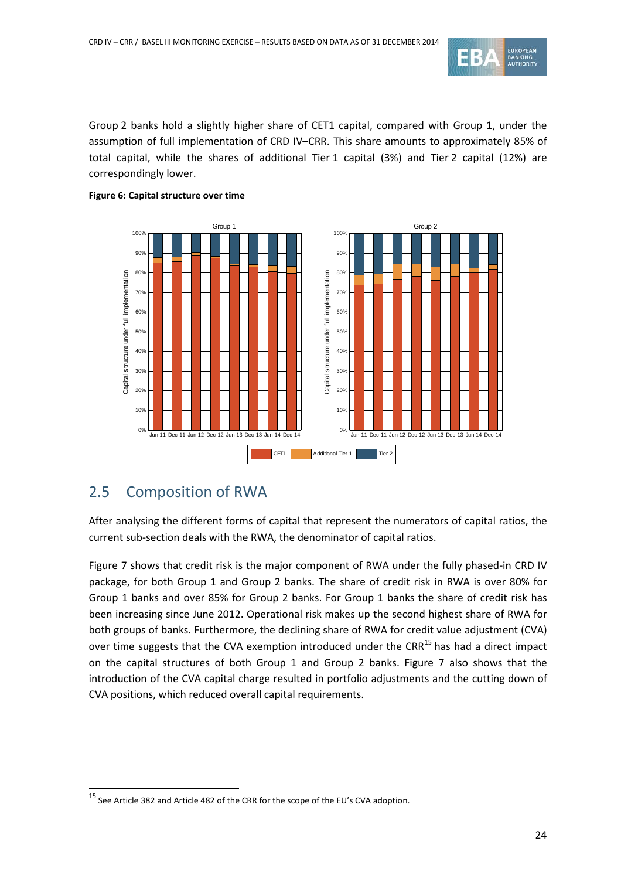Group 2 banks hold a slightly higher share of CET1 capital, compared with Group 1, under the assumption of full implementation of CRD IV–CRR. This share amounts to approximately 85% of total capital, while the shares of additional Tier 1 capital (3%) and Tier 2 capital (12%) are correspondingly lower.

**Figure 6: Capital structure over time**

## 2.5 Composition of RWA

After analysing the different forms of capital that represent the numerators of capital ratios, the current sub-section deals with the RWA, the denominator of capital ratios.

Figure 7 shows that credit risk is the major component of RWA under the fully phased-in CRD IV package, for both Group 1 and Group 2 banks. The share of credit risk in RWA is over 80% for Group 1 banks and over 85% for Group 2 banks. For Group 1 banks the share of credit risk has been increasing since June 2012. Operational risk makes up the second highest share of RWA for both groups of banks. Furthermore, the declining share of RWA for credit value adjustment (CVA) over time suggests that the CVA exemption introduced under the CRR[15] has had a direct impact on the capital structures of both Group 1 and Group 2 banks. Figure 7 also shows that the introduction of the CVA capital charge resulted in portfolio adjustments and the cutting down of CVA positions, which reduced overall capital requirements.

[15] See Article 382 and Article 482 of the CRR for the scope of the EU's CVA adoption.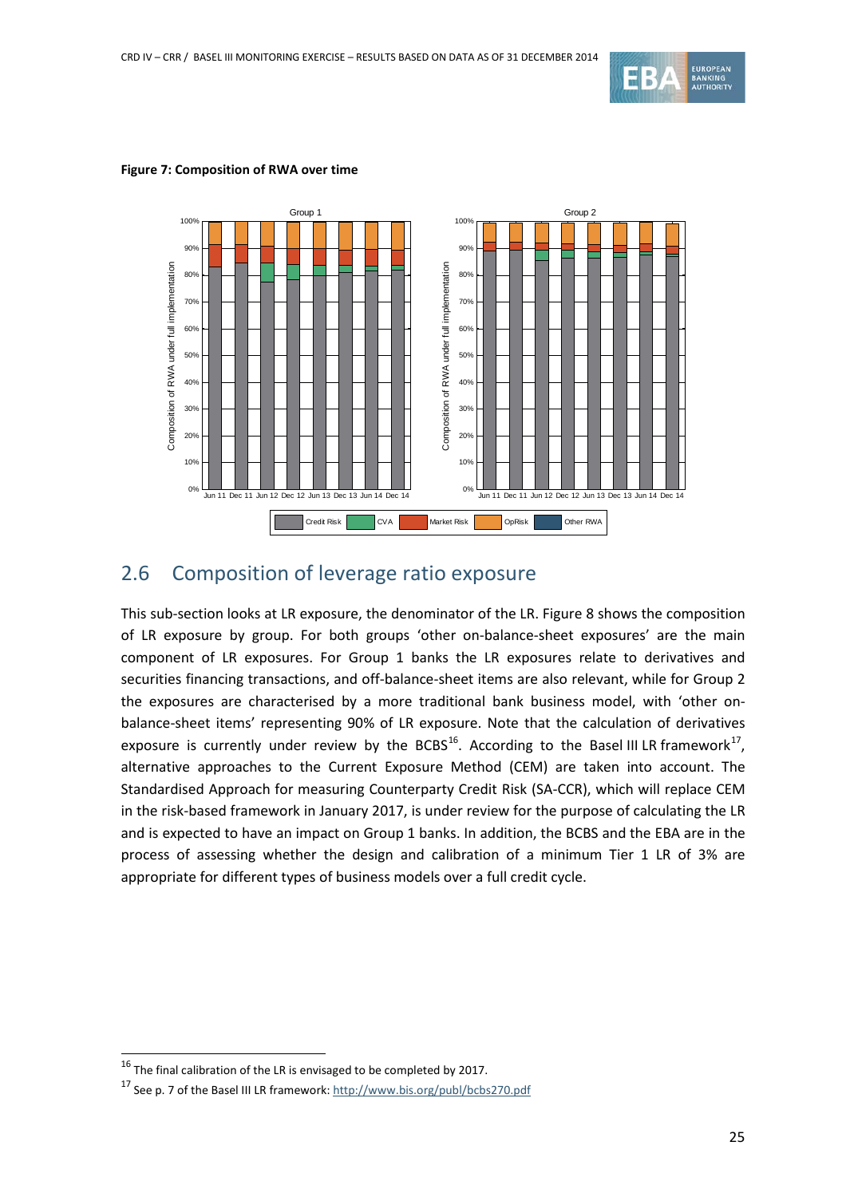**Figure 7: Composition of RWA over time**

## 2.6 Composition of leverage ratio exposure

This sub-section looks at LR exposure, the denominator of the LR. Figure 8 shows the composition of LR exposure by group. For both groups 'other on-balance-sheet exposures' are the main component of LR exposures. For Group 1 banks the LR exposures relate to derivatives and securities financing transactions, and off-balance-sheet items are also relevant, while for Group 2 the exposures are characterised by a more traditional bank business model, with 'other on-balance-sheet items' representing 90% of LR exposure. Note that the calculation of derivatives exposure is currently under review by the BCBS[16]. According to the Basel III LR framework[17], alternative approaches to the Current Exposure Method (CEM) are taken into account. The Standardised Approach for measuring Counterparty Credit Risk (SA-CCR), which will replace CEM in the risk-based framework in January 2017, is under review for the purpose of calculating the LR and is expected to have an impact on Group 1 banks. In addition, the BCBS and the EBA are in the process of assessing whether the design and calibration of a minimum Tier 1 LR of 3% are appropriate for different types of business models over a full credit cycle.

---

[16] The final calibration of the LR is envisaged to be completed by 2017.

[17] See p. 7 of the Basel III LR framework: http://www.bis.org/publ/bcbs270.pdf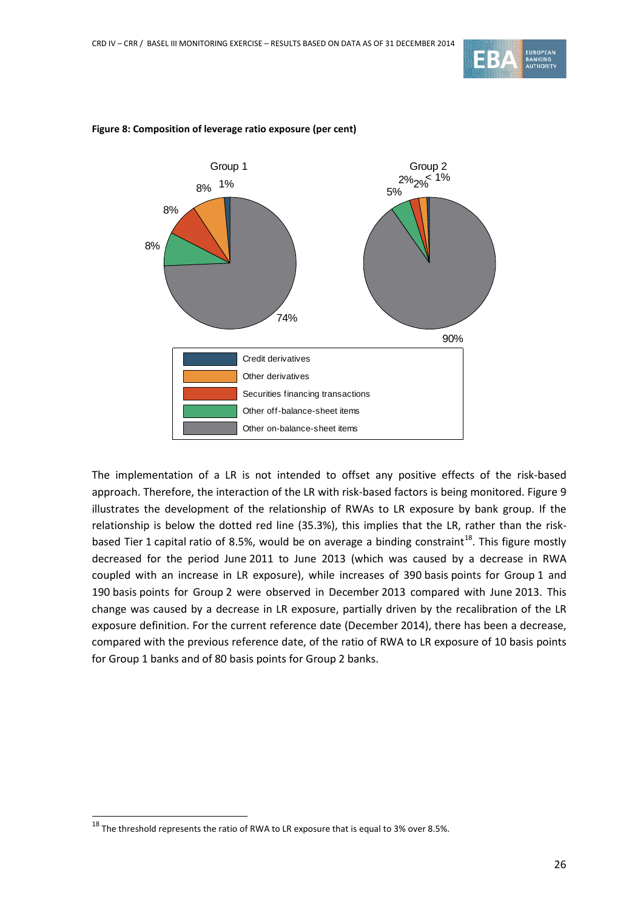**Figure 8: Composition of leverage ratio exposure (per cent)**

Group 1: Credit derivatives 1%, Other derivatives 8%, Securities financing transactions 8%, Other off-balance-sheet items 8%, Other on-balance-sheet items 74%

Group 2: Credit derivatives < 1%, Other derivatives 2%, Securities financing transactions 2%, Other off-balance-sheet items 5%, Other on-balance-sheet items 90%

The implementation of a LR is not intended to offset any positive effects of the risk-based approach. Therefore, the interaction of the LR with risk-based factors is being monitored. Figure 9 illustrates the development of the relationship of RWAs to LR exposure by bank group. If the relationship is below the dotted red line (35.3%), this implies that the LR, rather than the risk-based Tier 1 capital ratio of 8.5%, would be on average a binding constraint[18]. This figure mostly decreased for the period June 2011 to June 2013 (which was caused by a decrease in RWA coupled with an increase in LR exposure), while increases of 390 basis points for Group 1 and 190 basis points for Group 2 were observed in December 2013 compared with June 2013. This change was caused by a decrease in LR exposure, partially driven by the recalibration of the LR exposure definition. For the current reference date (December 2014), there has been a decrease, compared with the previous reference date, of the ratio of RWA to LR exposure of 10 basis points for Group 1 banks and of 80 basis points for Group 2 banks.

[18] The threshold represents the ratio of RWA to LR exposure that is equal to 3% over 8.5%.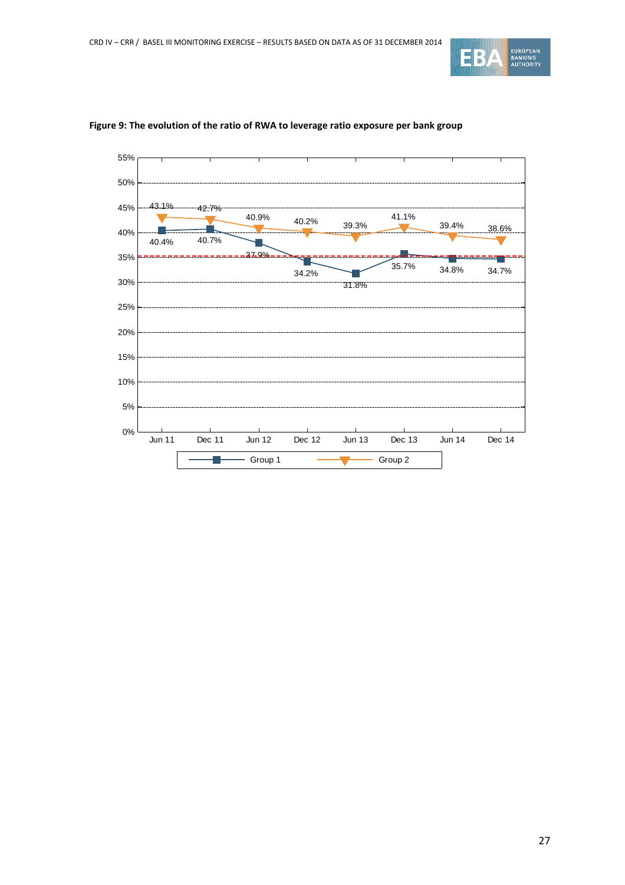**Figure 9: The evolution of the ratio of RWA to leverage ratio exposure per bank group**

| | Jun 11 | Dec 11 | Jun 12 | Dec 12 | Jun 13 | Dec 13 | Jun 14 | Dec 14 |
|---|---|---|---|---|---|---|---|---|
| Group 1 | 40.4% | 40.7% | 37.9% | 34.2% | 31.8% | 35.7% | 34.8% | 34.7% |
| Group 2 | 43.1% | 42.7% | 40.9% | 40.2% | 39.3% | 41.1% | 39.4% | 38.6% |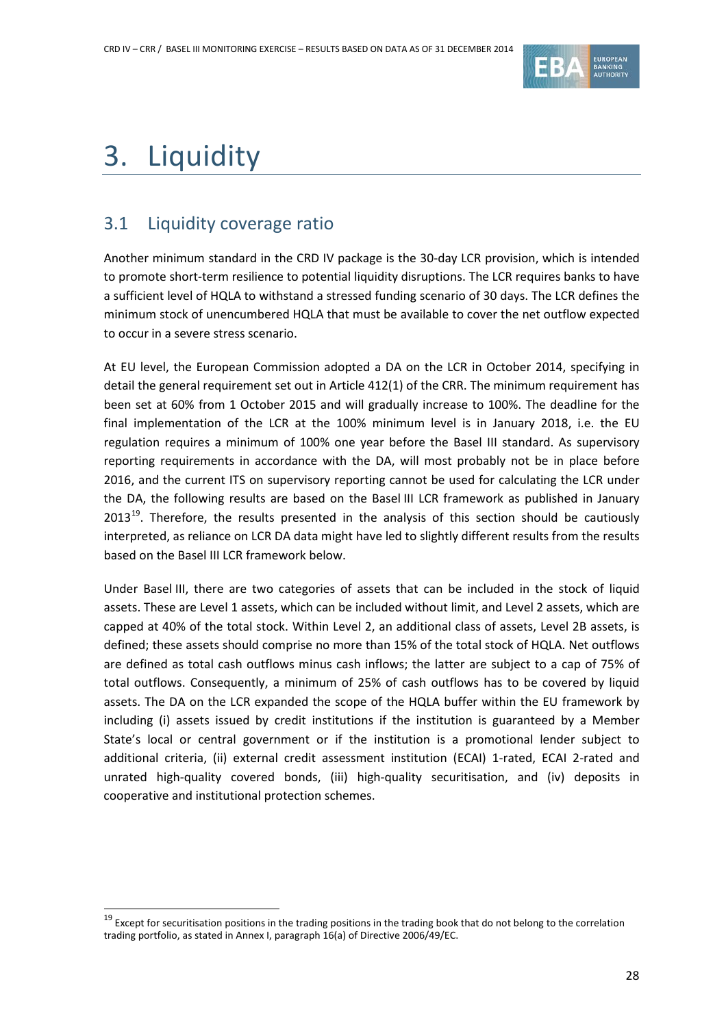# 3. Liquidity

## 3.1 Liquidity coverage ratio

Another minimum standard in the CRD IV package is the 30-day LCR provision, which is intended to promote short-term resilience to potential liquidity disruptions. The LCR requires banks to have a sufficient level of HQLA to withstand a stressed funding scenario of 30 days. The LCR defines the minimum stock of unencumbered HQLA that must be available to cover the net outflow expected to occur in a severe stress scenario.

At EU level, the European Commission adopted a DA on the LCR in October 2014, specifying in detail the general requirement set out in Article 412(1) of the CRR. The minimum requirement has been set at 60% from 1 October 2015 and will gradually increase to 100%. The deadline for the final implementation of the LCR at the 100% minimum level is in January 2018, i.e. the EU regulation requires a minimum of 100% one year before the Basel III standard. As supervisory reporting requirements in accordance with the DA, will most probably not be in place before 2016, and the current ITS on supervisory reporting cannot be used for calculating the LCR under the DA, the following results are based on the Basel III LCR framework as published in January 2013[19]. Therefore, the results presented in the analysis of this section should be cautiously interpreted, as reliance on LCR DA data might have led to slightly different results from the results based on the Basel III LCR framework below.

Under Basel III, there are two categories of assets that can be included in the stock of liquid assets. These are Level 1 assets, which can be included without limit, and Level 2 assets, which are capped at 40% of the total stock. Within Level 2, an additional class of assets, Level 2B assets, is defined; these assets should comprise no more than 15% of the total stock of HQLA. Net outflows are defined as total cash outflows minus cash inflows; the latter are subject to a cap of 75% of total outflows. Consequently, a minimum of 25% of cash outflows has to be covered by liquid assets. The DA on the LCR expanded the scope of the HQLA buffer within the EU framework by including (i) assets issued by credit institutions if the institution is guaranteed by a Member State's local or central government or if the institution is a promotional lender subject to additional criteria, (ii) external credit assessment institution (ECAI) 1-rated, ECAI 2-rated and unrated high-quality covered bonds, (iii) high-quality securitisation, and (iv) deposits in cooperative and institutional protection schemes.

[19] Except for securitisation positions in the trading positions in the trading book that do not belong to the correlation trading portfolio, as stated in Annex I, paragraph 16(a) of Directive 2006/49/EC.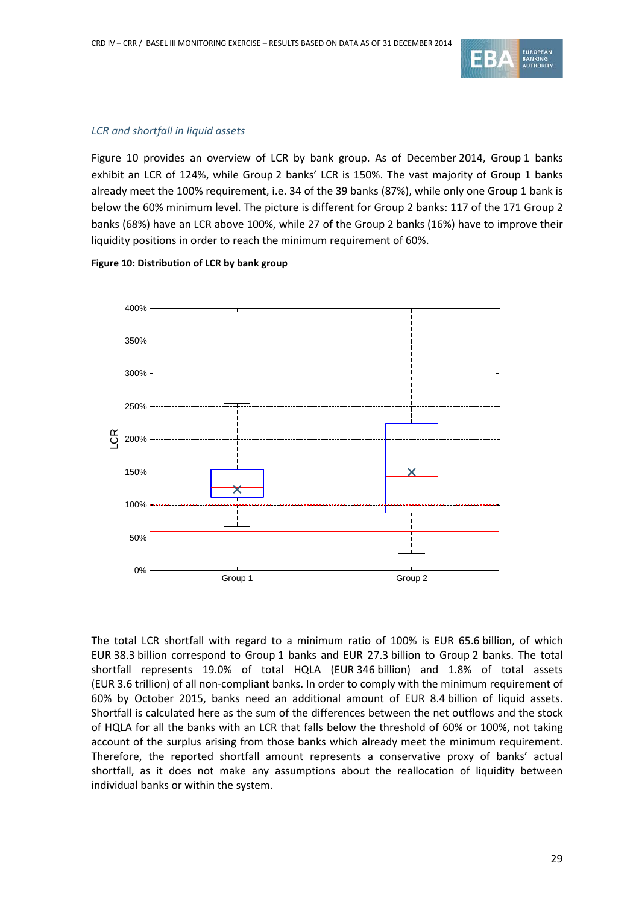*LCR and shortfall in liquid assets*

Figure 10 provides an overview of LCR by bank group. As of December 2014, Group 1 banks exhibit an LCR of 124%, while Group 2 banks' LCR is 150%. The vast majority of Group 1 banks already meet the 100% requirement, i.e. 34 of the 39 banks (87%), while only one Group 1 bank is below the 60% minimum level. The picture is different for Group 2 banks: 117 of the 171 Group 2 banks (68%) have an LCR above 100%, while 27 of the Group 2 banks (16%) have to improve their liquidity positions in order to reach the minimum requirement of 60%.

**Figure 10: Distribution of LCR by bank group**

The total LCR shortfall with regard to a minimum ratio of 100% is EUR 65.6 billion, of which EUR 38.3 billion correspond to Group 1 banks and EUR 27.3 billion to Group 2 banks. The total shortfall represents 19.0% of total HQLA (EUR 346 billion) and 1.8% of total assets (EUR 3.6 trillion) of all non-compliant banks. In order to comply with the minimum requirement of 60% by October 2015, banks need an additional amount of EUR 8.4 billion of liquid assets. Shortfall is calculated here as the sum of the differences between the net outflows and the stock of HQLA for all the banks with an LCR that falls below the threshold of 60% or 100%, not taking account of the surplus arising from those banks which already meet the minimum requirement. Therefore, the reported shortfall amount represents a conservative proxy of banks' actual shortfall, as it does not make any assumptions about the reallocation of liquidity between individual banks or within the system.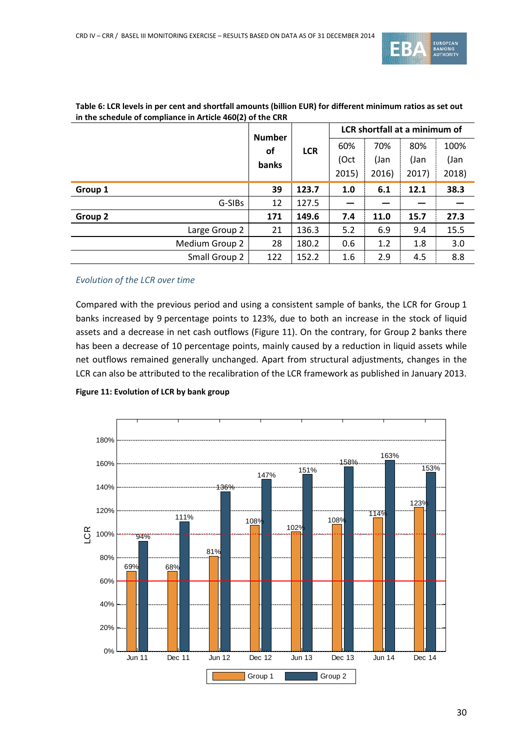**Table 6: LCR levels in per cent and shortfall amounts (billion EUR) for different minimum ratios as set out in the schedule of compliance in Article 460(2) of the CRR**

| | Number of banks | LCR | LCR shortfall at a minimum of | | | |
|---|---|---|---|---|---|---|
| | | | 60% (Oct 2015) | 70% (Jan 2016) | 80% (Jan 2017) | 100% (Jan 2018) |
| **Group 1** | **39** | **123.7** | **1.0** | **6.1** | **12.1** | **38.3** |
| G-SIBs | 12 | 127.5 | — | — | — | — |
| **Group 2** | **171** | **149.6** | **7.4** | **11.0** | **15.7** | **27.3** |
| Large Group 2 | 21 | 136.3 | 5.2 | 6.9 | 9.4 | 15.5 |
| Medium Group 2 | 28 | 180.2 | 0.6 | 1.2 | 1.8 | 3.0 |
| Small Group 2 | 122 | 152.2 | 1.6 | 2.9 | 4.5 | 8.8 |

*Evolution of the LCR over time*

Compared with the previous period and using a consistent sample of banks, the LCR for Group 1 banks increased by 9 percentage points to 123%, due to both an increase in the stock of liquid assets and a decrease in net cash outflows (Figure 11). On the contrary, for Group 2 banks there has been a decrease of 10 percentage points, mainly caused by a reduction in liquid assets while net outflows remained generally unchanged. Apart from structural adjustments, changes in the LCR can also be attributed to the recalibration of the LCR framework as published in January 2013.

**Figure 11: Evolution of LCR by bank group**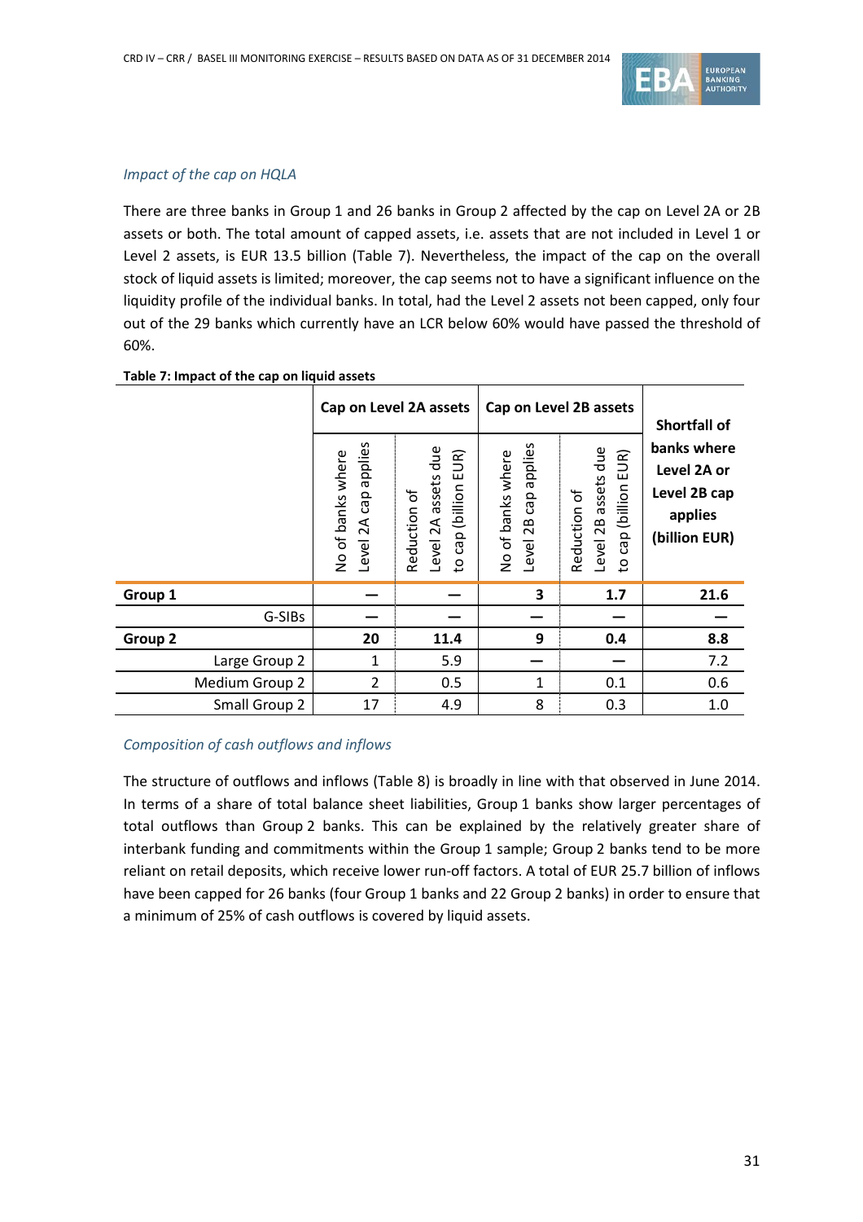*Impact of the cap on HQLA*

There are three banks in Group 1 and 26 banks in Group 2 affected by the cap on Level 2A or 2B assets or both. The total amount of capped assets, i.e. assets that are not included in Level 1 or Level 2 assets, is EUR 13.5 billion (Table 7). Nevertheless, the impact of the cap on the overall stock of liquid assets is limited; moreover, the cap seems not to have a significant influence on the liquidity profile of the individual banks. In total, had the Level 2 assets not been capped, only four out of the 29 banks which currently have an LCR below 60% would have passed the threshold of 60%.

**Table 7: Impact of the cap on liquid assets**

| | Cap on Level 2A assets | | Cap on Level 2B assets | | Shortfall of banks where Level 2A or Level 2B cap applies (billion EUR) |
|---|---|---|---|---|---|
| | No of banks where Level 2A cap applies | Reduction of Level 2A assets due to cap (billion EUR) | No of banks where Level 2B cap applies | Reduction of Level 2B assets due to cap (billion EUR) | |
| **Group 1** | **—** | **—** | **3** | **1.7** | **21.6** |
| G-SIBs | — | — | — | — | — |
| **Group 2** | **20** | **11.4** | **9** | **0.4** | **8.8** |
| Large Group 2 | 1 | 5.9 | — | — | 7.2 |
| Medium Group 2 | 2 | 0.5 | 1 | 0.1 | 0.6 |
| Small Group 2 | 17 | 4.9 | 8 | 0.3 | 1.0 |

*Composition of cash outflows and inflows*

The structure of outflows and inflows (Table 8) is broadly in line with that observed in June 2014. In terms of a share of total balance sheet liabilities, Group 1 banks show larger percentages of total outflows than Group 2 banks. This can be explained by the relatively greater share of interbank funding and commitments within the Group 1 sample; Group 2 banks tend to be more reliant on retail deposits, which receive lower run-off factors. A total of EUR 25.7 billion of inflows have been capped for 26 banks (four Group 1 banks and 22 Group 2 banks) in order to ensure that a minimum of 25% of cash outflows is covered by liquid assets.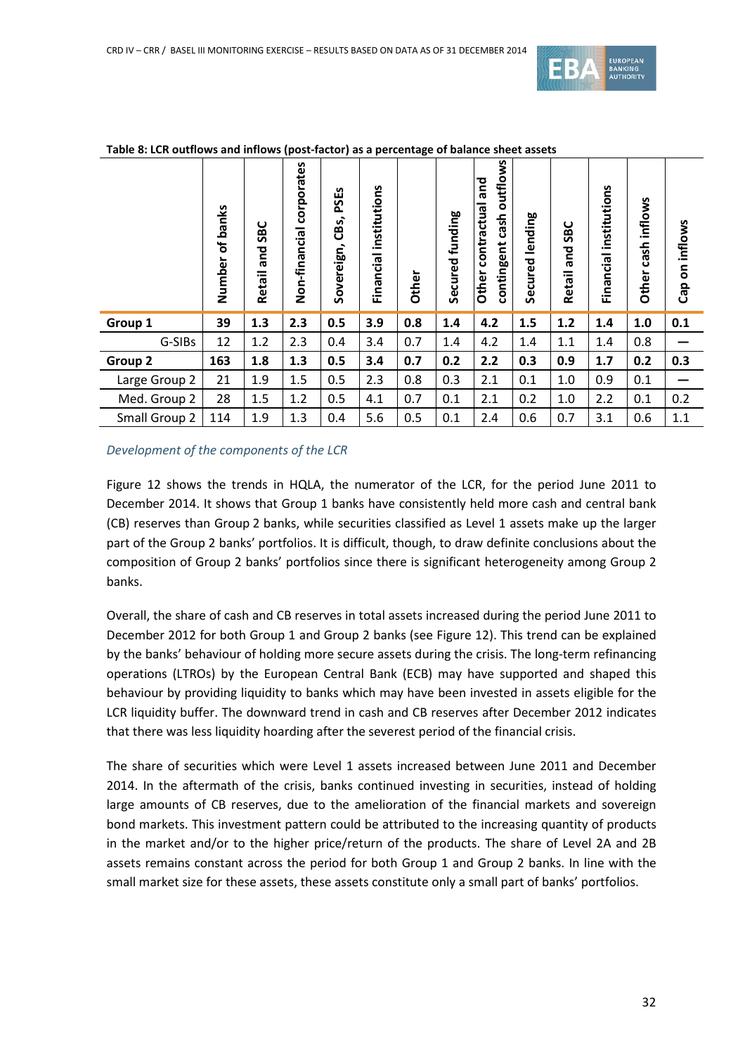**Table 8: LCR outflows and inflows (post-factor) as a percentage of balance sheet assets**

| | Number of banks | Retail and SBC | Non-financial corporates | Sovereign, CBs, PSEs | Financial institutions | Other | Secured funding | Other contractual and contingent cash outflows | Secured lending | Retail and SBC | Financial institutions | Other cash inflows | Cap on inflows |
|---|---|---|---|---|---|---|---|---|---|---|---|---|---|
| **Group 1** | **39** | **1.3** | **2.3** | **0.5** | **3.9** | **0.8** | **1.4** | **4.2** | **1.5** | **1.2** | **1.4** | **1.0** | **0.1** |
| G-SIBs | 12 | 1.2 | 2.3 | 0.4 | 3.4 | 0.7 | 1.4 | 4.2 | 1.4 | 1.1 | 1.4 | 0.8 | — |
| **Group 2** | **163** | **1.8** | **1.3** | **0.5** | **3.4** | **0.7** | **0.2** | **2.2** | **0.3** | **0.9** | **1.7** | **0.2** | **0.3** |
| Large Group 2 | 21 | 1.9 | 1.5 | 0.5 | 2.3 | 0.8 | 0.3 | 2.1 | 0.1 | 1.0 | 0.9 | 0.1 | — |
| Med. Group 2 | 28 | 1.5 | 1.2 | 0.5 | 4.1 | 0.7 | 0.1 | 2.1 | 0.2 | 1.0 | 2.2 | 0.1 | 0.2 |
| Small Group 2 | 114 | 1.9 | 1.3 | 0.4 | 5.6 | 0.5 | 0.1 | 2.4 | 0.6 | 0.7 | 3.1 | 0.6 | 1.1 |

*Development of the components of the LCR*

Figure 12 shows the trends in HQLA, the numerator of the LCR, for the period June 2011 to December 2014. It shows that Group 1 banks have consistently held more cash and central bank (CB) reserves than Group 2 banks, while securities classified as Level 1 assets make up the larger part of the Group 2 banks' portfolios. It is difficult, though, to draw definite conclusions about the composition of Group 2 banks' portfolios since there is significant heterogeneity among Group 2 banks.

Overall, the share of cash and CB reserves in total assets increased during the period June 2011 to December 2012 for both Group 1 and Group 2 banks (see Figure 12). This trend can be explained by the banks' behaviour of holding more secure assets during the crisis. The long-term refinancing operations (LTROs) by the European Central Bank (ECB) may have supported and shaped this behaviour by providing liquidity to banks which may have been invested in assets eligible for the LCR liquidity buffer. The downward trend in cash and CB reserves after December 2012 indicates that there was less liquidity hoarding after the severest period of the financial crisis.

The share of securities which were Level 1 assets increased between June 2011 and December 2014. In the aftermath of the crisis, banks continued investing in securities, instead of holding large amounts of CB reserves, due to the amelioration of the financial markets and sovereign bond markets. This investment pattern could be attributed to the increasing quantity of products in the market and/or to the higher price/return of the products. The share of Level 2A and 2B assets remains constant across the period for both Group 1 and Group 2 banks. In line with the small market size for these assets, these assets constitute only a small part of banks' portfolios.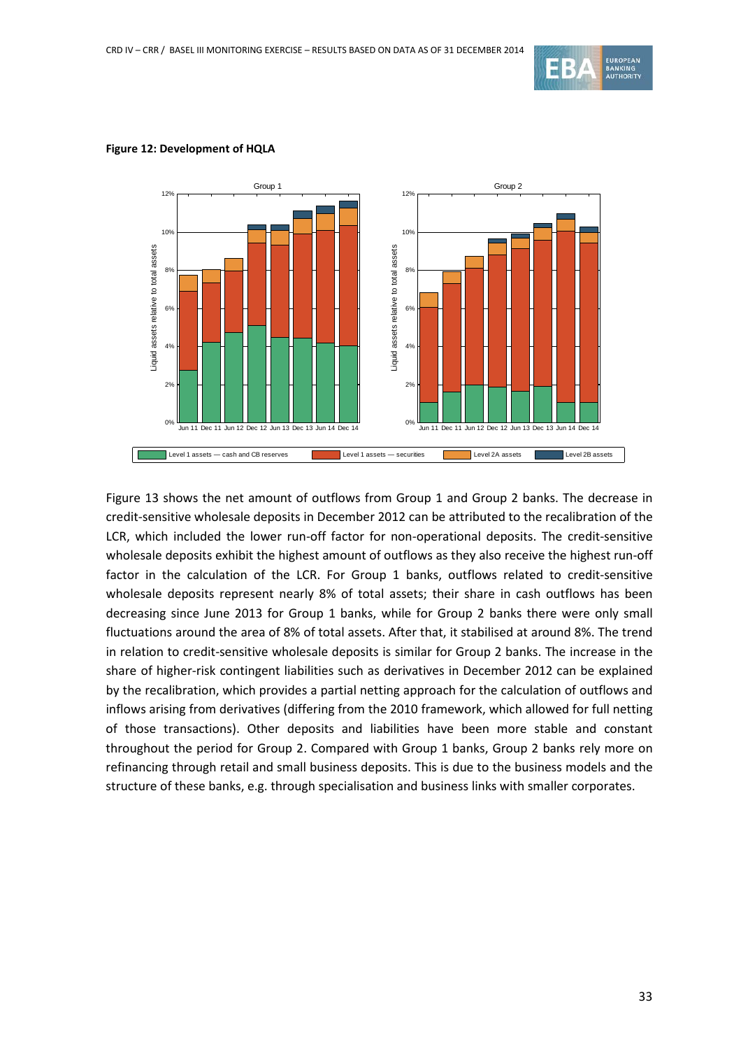**Figure 12: Development of HQLA**

Figure 13 shows the net amount of outflows from Group 1 and Group 2 banks. The decrease in credit-sensitive wholesale deposits in December 2012 can be attributed to the recalibration of the LCR, which included the lower run-off factor for non-operational deposits. The credit-sensitive wholesale deposits exhibit the highest amount of outflows as they also receive the highest run-off factor in the calculation of the LCR. For Group 1 banks, outflows related to credit-sensitive wholesale deposits represent nearly 8% of total assets; their share in cash outflows has been decreasing since June 2013 for Group 1 banks, while for Group 2 banks there were only small fluctuations around the area of 8% of total assets. After that, it stabilised at around 8%. The trend in relation to credit-sensitive wholesale deposits is similar for Group 2 banks. The increase in the share of higher-risk contingent liabilities such as derivatives in December 2012 can be explained by the recalibration, which provides a partial netting approach for the calculation of outflows and inflows arising from derivatives (differing from the 2010 framework, which allowed for full netting of those transactions). Other deposits and liabilities have been more stable and constant throughout the period for Group 2. Compared with Group 1 banks, Group 2 banks rely more on refinancing through retail and small business deposits. This is due to the business models and the structure of these banks, e.g. through specialisation and business links with smaller corporates.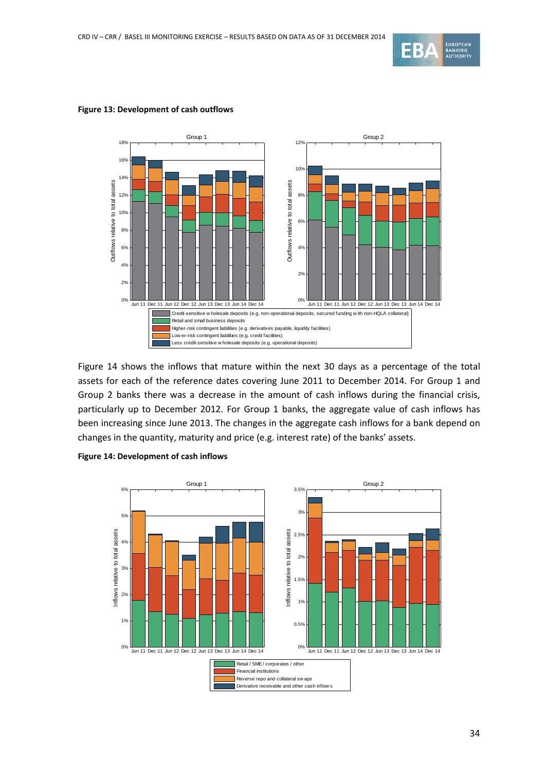**Figure 13: Development of cash outflows**

Figure 14 shows the inflows that mature within the next 30 days as a percentage of the total assets for each of the reference dates covering June 2011 to December 2014. For Group 1 and Group 2 banks there was a decrease in the amount of cash inflows during the financial crisis, particularly up to December 2012. For Group 1 banks, the aggregate value of cash inflows has been increasing since June 2013. The changes in the aggregate cash inflows for a bank depend on changes in the quantity, maturity and price (e.g. interest rate) of the banks' assets.

**Figure 14: Development of cash inflows**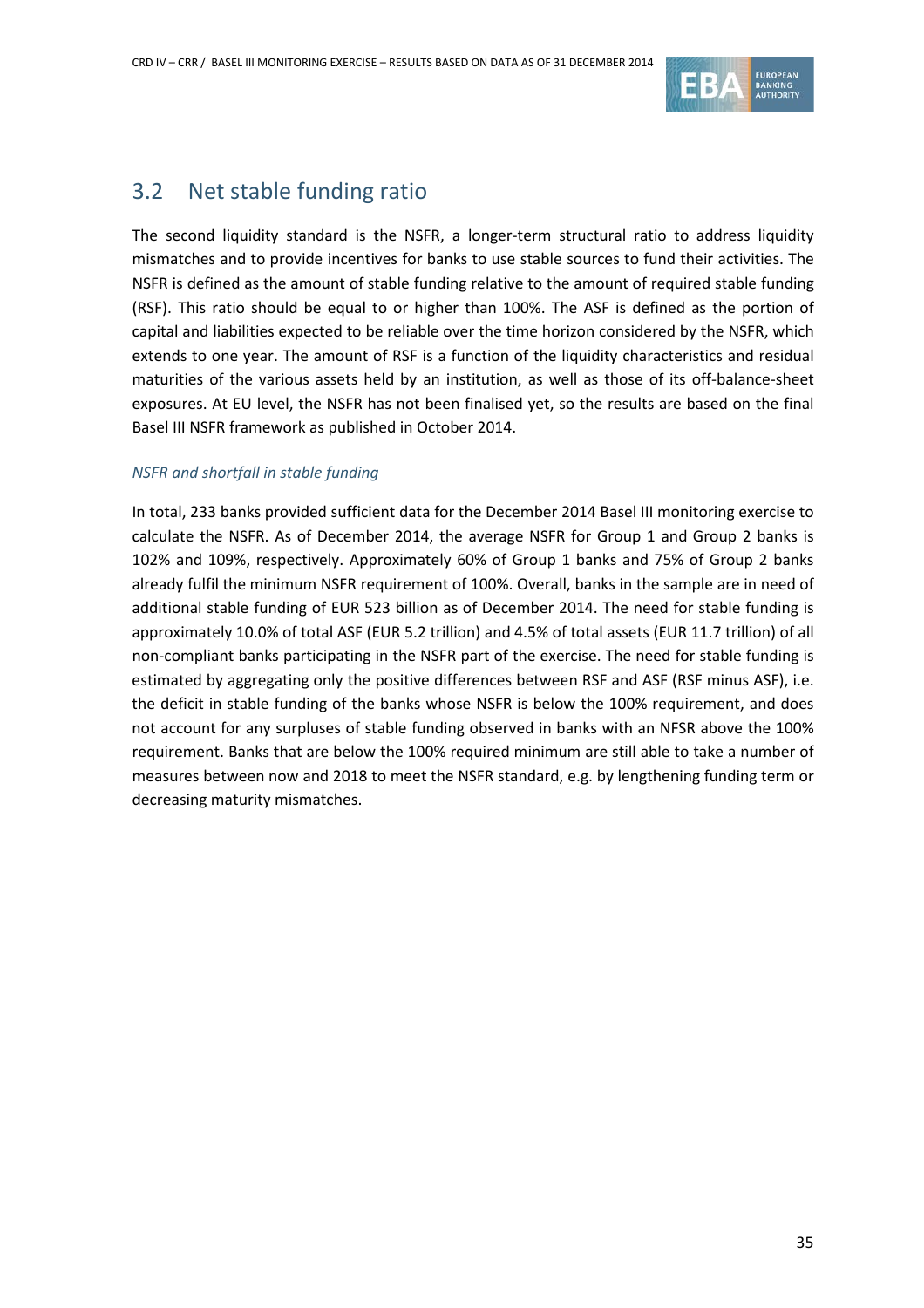## 3.2 Net stable funding ratio

The second liquidity standard is the NSFR, a longer-term structural ratio to address liquidity mismatches and to provide incentives for banks to use stable sources to fund their activities. The NSFR is defined as the amount of stable funding relative to the amount of required stable funding (RSF). This ratio should be equal to or higher than 100%. The ASF is defined as the portion of capital and liabilities expected to be reliable over the time horizon considered by the NSFR, which extends to one year. The amount of RSF is a function of the liquidity characteristics and residual maturities of the various assets held by an institution, as well as those of its off-balance-sheet exposures. At EU level, the NSFR has not been finalised yet, so the results are based on the final Basel III NSFR framework as published in October 2014.

*NSFR and shortfall in stable funding*

In total, 233 banks provided sufficient data for the December 2014 Basel III monitoring exercise to calculate the NSFR. As of December 2014, the average NSFR for Group 1 and Group 2 banks is 102% and 109%, respectively. Approximately 60% of Group 1 banks and 75% of Group 2 banks already fulfil the minimum NSFR requirement of 100%. Overall, banks in the sample are in need of additional stable funding of EUR 523 billion as of December 2014. The need for stable funding is approximately 10.0% of total ASF (EUR 5.2 trillion) and 4.5% of total assets (EUR 11.7 trillion) of all non-compliant banks participating in the NSFR part of the exercise. The need for stable funding is estimated by aggregating only the positive differences between RSF and ASF (RSF minus ASF), i.e. the deficit in stable funding of the banks whose NSFR is below the 100% requirement, and does not account for any surpluses of stable funding observed in banks with an NFSR above the 100% requirement. Banks that are below the 100% required minimum are still able to take a number of measures between now and 2018 to meet the NSFR standard, e.g. by lengthening funding term or decreasing maturity mismatches.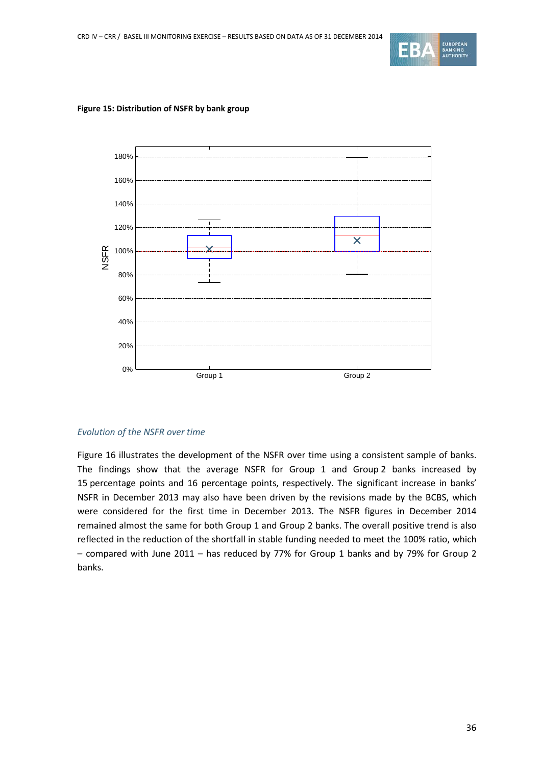**Figure 15: Distribution of NSFR by bank group**

*Evolution of the NSFR over time*

Figure 16 illustrates the development of the NSFR over time using a consistent sample of banks. The findings show that the average NSFR for Group 1 and Group 2 banks increased by 15 percentage points and 16 percentage points, respectively. The significant increase in banks' NSFR in December 2013 may also have been driven by the revisions made by the BCBS, which were considered for the first time in December 2013. The NSFR figures in December 2014 remained almost the same for both Group 1 and Group 2 banks. The overall positive trend is also reflected in the reduction of the shortfall in stable funding needed to meet the 100% ratio, which – compared with June 2011 – has reduced by 77% for Group 1 banks and by 79% for Group 2 banks.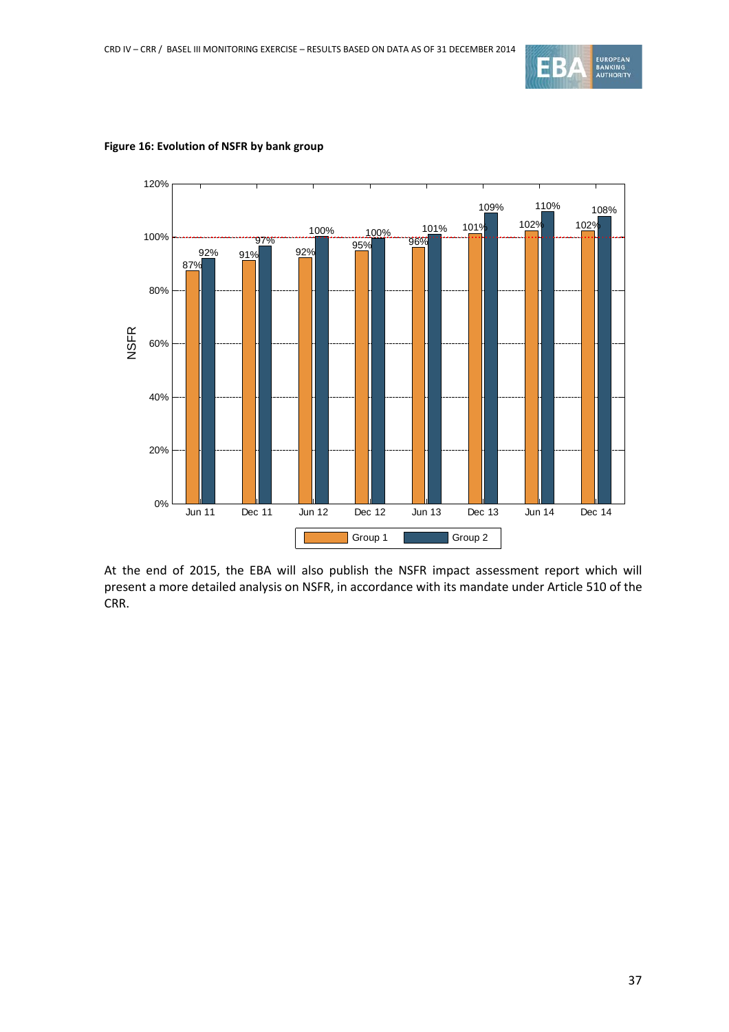**Figure 16: Evolution of NSFR by bank group**

120%
100%
80%
60%
40%
20%
0%

NSFR

87% 92% 91% 97% 92% 100% 95% 100% 96% 101% 101% 109% 102% 110% 102% 108%

Jun 11 Dec 11 Jun 12 Dec 12 Jun 13 Dec 13 Jun 14 Dec 14

Group 1 Group 2

At the end of 2015, the EBA will also publish the NSFR impact assessment report which will present a more detailed analysis on NSFR, in accordance with its mandate under Article 510 of the CRR.